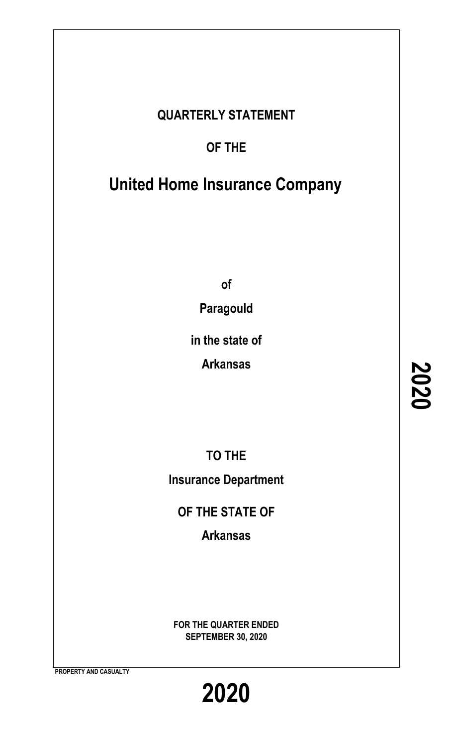# QUARTERLY STATEMENT

## OF THE

# United Home Insurance Company

of

Paragould

in the state of

Arkansas

2020

TO THE

Insurance Department

OF THE STATE OF

Arkansas

**FOR THE QUARTER ENDED**
**SEPTEMBER 30, 2020**

**PROPERTY AND CASUALTY**

# 2020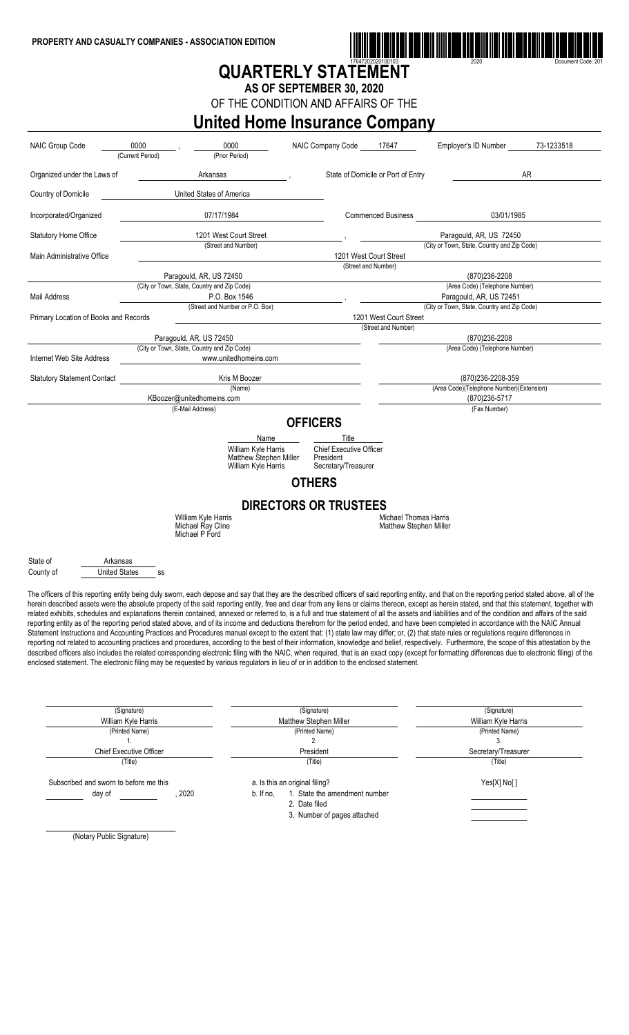PROPERTY AND CASUALTY COMPANIES - ASSOCIATION EDITION

17647202020100103 2020 Document Code: 201

# QUARTERLY STATEMENT

## AS OF SEPTEMBER 30, 2020

OF THE CONDITION AND AFFAIRS OF THE

# United Home Insurance Company

| | | | | |
|---|---|---|---|---|
| NAIC Group Code | 0000 (Current Period), 0000 (Prior Period) | NAIC Company Code 17647 | Employer's ID Number | 73-1233518 |
| Organized under the Laws of | Arkansas | State of Domicile or Port of Entry | | AR |
| Country of Domicile | United States of America | | | |
| Incorporated/Organized | 07/17/1984 | Commenced Business | | 03/01/1985 |
| Statutory Home Office | 1201 West Court Street (Street and Number) | | Paragould, AR, US 72450 (City or Town, State, Country and Zip Code) | |
| Main Administrative Office | 1201 West Court Street (Street and Number) | | | |
| | Paragould, AR, US 72450 (City or Town, State, Country and Zip Code) | | (870)236-2208 (Area Code) (Telephone Number) | |
| Mail Address | P.O. Box 1546 (Street and Number or P.O. Box) | | Paragould, AR, US 72451 (City or Town, State, Country and Zip Code) | |
| Primary Location of Books and Records | 1201 West Court Street (Street and Number) | | | |
| | Paragould, AR, US 72450 (City or Town, State, Country and Zip Code) | | (870)236-2208 (Area Code) (Telephone Number) | |
| Internet Web Site Address | www.unitedhomeins.com | | | |
| Statutory Statement Contact | Kris M Boozer (Name) | | (870)236-2208-359 (Area Code)(Telephone Number)(Extension) | |
| | KBoozer@unitedhomeins.com (E-Mail Address) | | (870)236-5717 (Fax Number) | |

## OFFICERS

| Name | Title |
|---|---|
| William Kyle Harris | Chief Executive Officer |
| Matthew Stephen Miller | President |
| William Kyle Harris | Secretary/Treasurer |

## OTHERS

## DIRECTORS OR TRUSTEES

William Kyle Harris
Michael Ray Cline
Michael P Ford
Michael Thomas Harris
Matthew Stephen Miller

State of Arkansas
County of United States ss

The officers of this reporting entity being duly sworn, each depose and say that they are the described officers of said reporting entity, and that on the reporting period stated above, all of the herein described assets were the absolute property of the said reporting entity, free and clear from any liens or claims thereon, except as herein stated, and that this statement, together with related exhibits, schedules and explanations therein contained, annexed or referred to, is a full and true statement of all the assets and liabilities and of the condition and affairs of the said reporting entity as of the reporting period stated above, and of its income and deductions therefrom for the period ended, and have been completed in accordance with the NAIC Annual Statement Instructions and Accounting Practices and Procedures manual except to the extent that: (1) state law may differ; or, (2) that state rules or regulations require differences in reporting not related to accounting practices and procedures, according to the best of their information, knowledge and belief, respectively. Furthermore, the scope of this attestation by the described officers also includes the related corresponding electronic filing with the NAIC, when required, that is an exact copy (except for formatting differences due to electronic filing) of the enclosed statement. The electronic filing may be requested by various regulators in lieu of or in addition to the enclosed statement.

| (Signature) | (Signature) | (Signature) |
|---|---|---|
| William Kyle Harris | Matthew Stephen Miller | William Kyle Harris |
| (Printed Name) | (Printed Name) | (Printed Name) |
| 1. | 2. | 3. |
| Chief Executive Officer | President | Secretary/Treasurer |
| (Title) | (Title) | (Title) |

Subscribed and sworn to before me this ______ day of ______, 2020

a. Is this an original filing? Yes[X] No[ ]

b. If no,
1. State the amendment number
2. Date filed
3. Number of pages attached

(Notary Public Signature)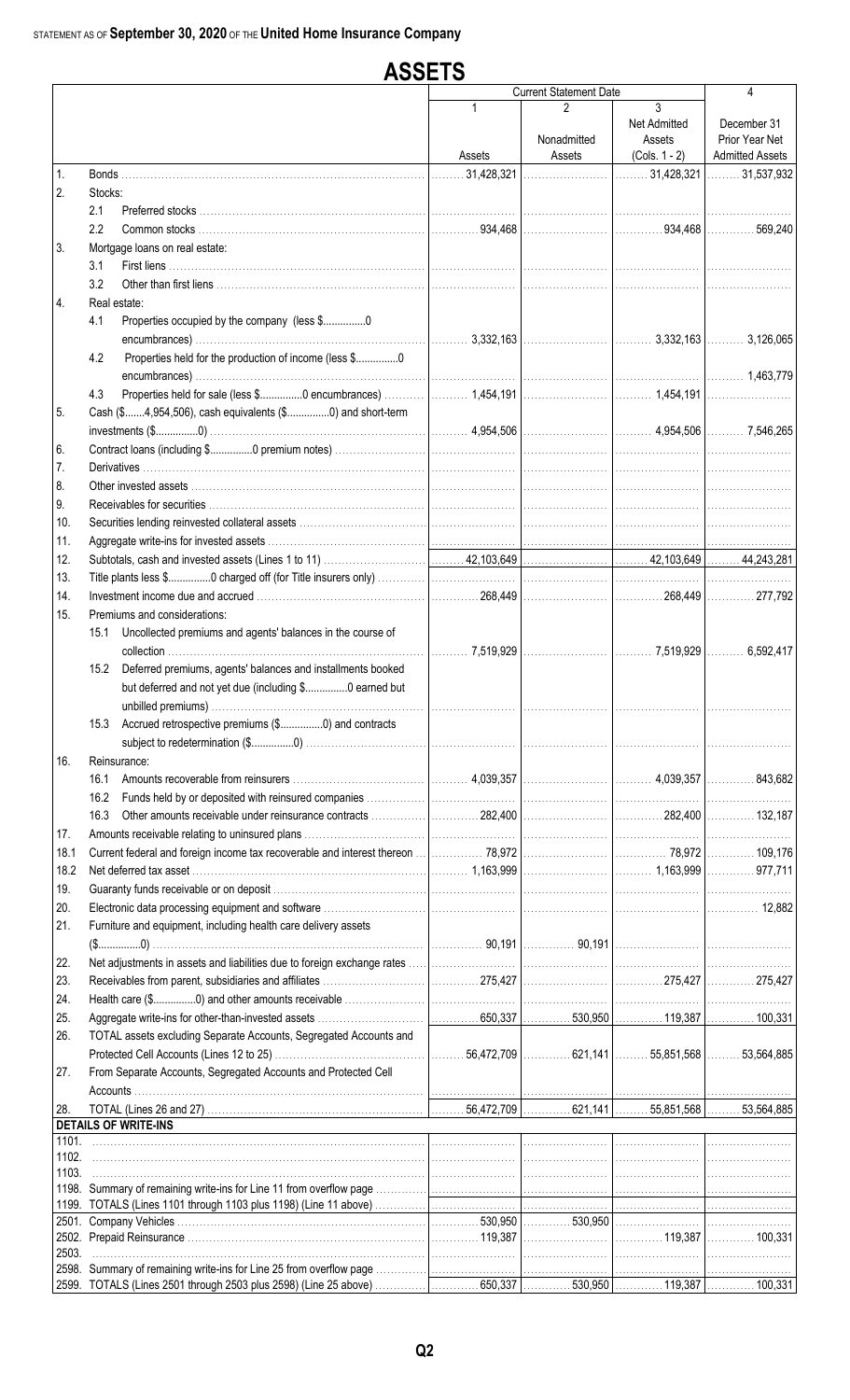STATEMENT AS OF **September 30, 2020** OF THE **United Home Insurance Company**

# ASSETS

| | | Current Statement Date 1 Assets | 2 Nonadmitted Assets | 3 Net Admitted Assets (Cols. 1 - 2) | 4 December 31 Prior Year Net Admitted Assets |
|---|---|---|---|---|---|
| 1. | Bonds | 31,428,321 | | 31,428,321 | 31,537,932 |
| 2. | Stocks: | | | | |
| | 2.1 Preferred stocks | | | | |
| | 2.2 Common stocks | 934,468 | | 934,468 | 569,240 |
| 3. | Mortgage loans on real estate: | | | | |
| | 3.1 First liens | | | | |
| | 3.2 Other than first liens | | | | |
| 4. | Real estate: | | | | |
| | 4.1 Properties occupied by the company (less $...............0 encumbrances) | 3,332,163 | | 3,332,163 | 3,126,065 |
| | 4.2 Properties held for the production of income (less $...............0 encumbrances) | | | | 1,463,779 |
| | 4.3 Properties held for sale (less $...............0 encumbrances) | 1,454,191 | | 1,454,191 | |
| 5. | Cash ($.......4,954,506), cash equivalents ($...............0) and short-term investments ($...............0) | 4,954,506 | | 4,954,506 | 7,546,265 |
| 6. | Contract loans (including $...............0 premium notes) | | | | |
| 7. | Derivatives | | | | |
| 8. | Other invested assets | | | | |
| 9. | Receivables for securities | | | | |
| 10. | Securities lending reinvested collateral assets | | | | |
| 11. | Aggregate write-ins for invested assets | | | | |
| 12. | Subtotals, cash and invested assets (Lines 1 to 11) | 42,103,649 | | 42,103,649 | 44,243,281 |
| 13. | Title plants less $...............0 charged off (for Title insurers only) | | | | |
| 14. | Investment income due and accrued | 268,449 | | 268,449 | 277,792 |
| 15. | Premiums and considerations: | | | | |
| | 15.1 Uncollected premiums and agents' balances in the course of collection | 7,519,929 | | 7,519,929 | 6,592,417 |
| | 15.2 Deferred premiums, agents' balances and installments booked but deferred and not yet due (including $...............0 earned but unbilled premiums) | | | | |
| | 15.3 Accrued retrospective premiums ($...............0) and contracts subject to redetermination ($...............0) | | | | |
| 16. | Reinsurance: | | | | |
| | 16.1 Amounts recoverable from reinsurers | 4,039,357 | | 4,039,357 | 843,682 |
| | 16.2 Funds held by or deposited with reinsured companies | | | | |
| | 16.3 Other amounts receivable under reinsurance contracts | 282,400 | | 282,400 | 132,187 |
| 17. | Amounts receivable relating to uninsured plans | | | | |
| 18.1 | Current federal and foreign income tax recoverable and interest thereon | 78,972 | | 78,972 | 109,176 |
| 18.2 | Net deferred tax asset | 1,163,999 | | 1,163,999 | 977,711 |
| 19. | Guaranty funds receivable or on deposit | | | | |
| 20. | Electronic data processing equipment and software | | | | 12,882 |
| 21. | Furniture and equipment, including health care delivery assets ($...............0) | 90,191 | 90,191 | | |
| 22. | Net adjustments in assets and liabilities due to foreign exchange rates | | | | |
| 23. | Receivables from parent, subsidiaries and affiliates | 275,427 | | 275,427 | 275,427 |
| 24. | Health care ($...............0) and other amounts receivable | | | | |
| 25. | Aggregate write-ins for other-than-invested assets | 650,337 | 530,950 | 119,387 | 100,331 |
| 26. | TOTAL assets excluding Separate Accounts, Segregated Accounts and Protected Cell Accounts (Lines 12 to 25) | 56,472,709 | 621,141 | 55,851,568 | 53,564,885 |
| 27. | From Separate Accounts, Segregated Accounts and Protected Cell Accounts | | | | |
| 28. | TOTAL (Lines 26 and 27) | 56,472,709 | 621,141 | 55,851,568 | 53,564,885 |
| | **DETAILS OF WRITE-INS** | | | | |
| 1101. | | | | | |
| 1102. | | | | | |
| 1103. | | | | | |
| 1198. | Summary of remaining write-ins for Line 11 from overflow page | | | | |
| 1199. | TOTALS (Lines 1101 through 1103 plus 1198) (Line 11 above) | | | | |
| 2501. | Company Vehicles | 530,950 | 530,950 | | |
| 2502. | Prepaid Reinsurance | 119,387 | | 119,387 | 100,331 |
| 2503. | | | | | |
| 2598. | Summary of remaining write-ins for Line 25 from overflow page | | | | |
| 2599. | TOTALS (Lines 2501 through 2503 plus 2598) (Line 25 above) | 650,337 | 530,950 | 119,387 | 100,331 |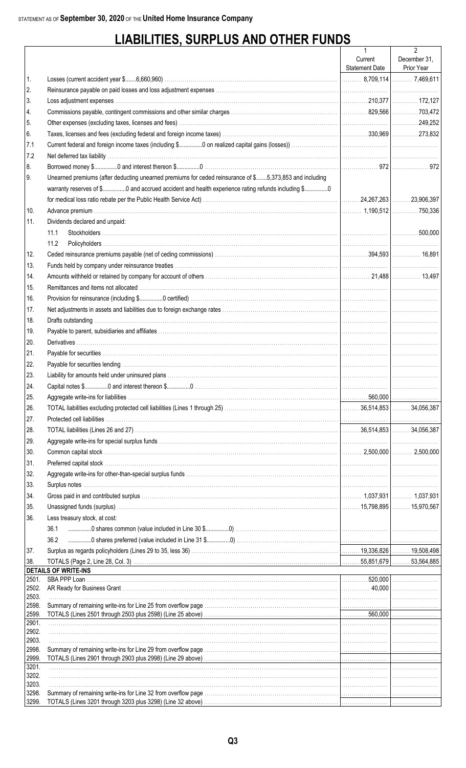STATEMENT AS OF **September 30, 2020** OF THE **United Home Insurance Company**

# LIABILITIES, SURPLUS AND OTHER FUNDS

| | | 1<br>Current<br>Statement Date | 2<br>December 31,<br>Prior Year |
|---|---|---|---|
| 1. | Losses (current accident year $.......6,660,960) | 8,709,114 | 7,469,611 |
| 2. | Reinsurance payable on paid losses and loss adjustment expenses | | |
| 3. | Loss adjustment expenses | 210,377 | 172,127 |
| 4. | Commissions payable, contingent commissions and other similar charges | 829,566 | 703,472 |
| 5. | Other expenses (excluding taxes, licenses and fees) | | 249,252 |
| 6. | Taxes, licenses and fees (excluding federal and foreign income taxes) | 330,969 | 273,832 |
| 7.1 | Current federal and foreign income taxes (including $..............0 on realized capital gains (losses)) | | |
| 7.2 | Net deferred tax liability | | |
| 8. | Borrowed money $..............0 and interest thereon $..............0 | 972 | 972 |
| 9. | Unearned premiums (after deducting unearned premiums for ceded reinsurance of $.......5,373,853 and including warranty reserves of $..............0 and accrued accident and health experience rating refunds including $..............0 for medical loss ratio rebate per the Public Health Service Act) | 24,267,263 | 23,906,397 |
| 10. | Advance premium | 1,190,512 | 750,336 |
| 11. | Dividends declared and unpaid: | | |
| | 11.1 Stockholders | | 500,000 |
| | 11.2 Policyholders | | |
| 12. | Ceded reinsurance premiums payable (net of ceding commissions) | 394,593 | 16,891 |
| 13. | Funds held by company under reinsurance treaties | | |
| 14. | Amounts withheld or retained by company for account of others | 21,488 | 13,497 |
| 15. | Remittances and items not allocated | | |
| 16. | Provision for reinsurance (including $..............0 certified) | | |
| 17. | Net adjustments in assets and liabilities due to foreign exchange rates | | |
| 18. | Drafts outstanding | | |
| 19. | Payable to parent, subsidiaries and affiliates | | |
| 20. | Derivatives | | |
| 21. | Payable for securities | | |
| 22. | Payable for securities lending | | |
| 23. | Liability for amounts held under uninsured plans | | |
| 24. | Capital notes $..............0 and interest thereon $..............0 | | |
| 25. | Aggregate write-ins for liabilities | 560,000 | |
| 26. | TOTAL liabilities excluding protected cell liabilities (Lines 1 through 25) | 36,514,853 | 34,056,387 |
| 27. | Protected cell liabilities | | |
| 28. | TOTAL liabilities (Lines 26 and 27) | 36,514,853 | 34,056,387 |
| 29. | Aggregate write-ins for special surplus funds | | |
| 30. | Common capital stock | 2,500,000 | 2,500,000 |
| 31. | Preferred capital stock | | |
| 32. | Aggregate write-ins for other-than-special surplus funds | | |
| 33. | Surplus notes | | |
| 34. | Gross paid in and contributed surplus | 1,037,931 | 1,037,931 |
| 35. | Unassigned funds (surplus) | 15,798,895 | 15,970,567 |
| 36. | Less treasury stock, at cost: | | |
| | 36.1 ..............0 shares common (value included in Line 30 $..............0) | | |
| | 36.2 ..............0 shares preferred (value included in Line 31 $..............0) | | |
| 37. | Surplus as regards policyholders (Lines 29 to 35, less 36) | 19,336,826 | 19,508,498 |
| 38. | TOTALS (Page 2, Line 28, Col. 3) | 55,851,679 | 53,564,885 |
| | **DETAILS OF WRITE-INS** | | |
| 2501. | SBA PPP Loan | 520,000 | |
| 2502. | AR Ready for Business Grant | 40,000 | |
| 2503. | | | |
| 2598. | Summary of remaining write-ins for Line 25 from overflow page | | |
| 2599. | TOTALS (Lines 2501 through 2503 plus 2598) (Line 25 above) | 560,000 | |
| 2901. | | | |
| 2902. | | | |
| 2903. | | | |
| 2998. | Summary of remaining write-ins for Line 29 from overflow page | | |
| 2999. | TOTALS (Lines 2901 through 2903 plus 2998) (Line 29 above) | | |
| 3201. | | | |
| 3202. | | | |
| 3203. | | | |
| 3298. | Summary of remaining write-ins for Line 32 from overflow page | | |
| 3299. | TOTALS (Lines 3201 through 3203 plus 3298) (Line 32 above) | | |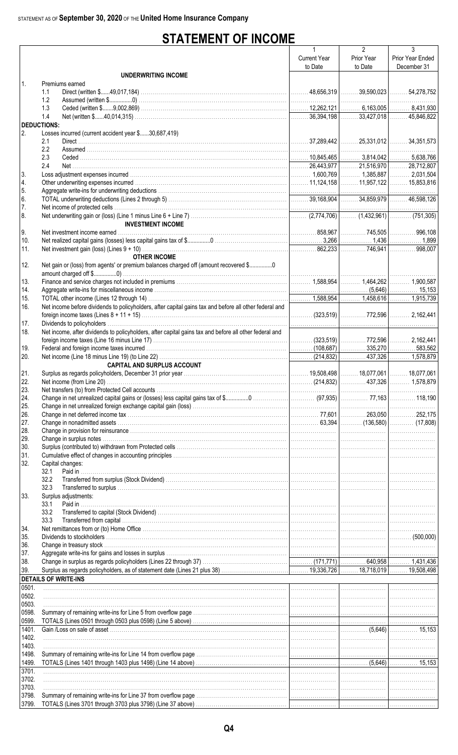STATEMENT AS OF **September 30, 2020** OF THE **United Home Insurance Company**

# STATEMENT OF INCOME

| | | 1 Current Year to Date | 2 Prior Year to Date | 3 Prior Year Ended December 31 |
|---|---|---|---|---|
| | **UNDERWRITING INCOME** | | | |
| 1. | Premiums earned | | | |
| | 1.1 Direct (written $......49,017,184) | 48,656,319 | 39,590,023 | 54,278,752 |
| | 1.2 Assumed (written $................0) | | | |
| | 1.3 Ceded (written $.......9,002,869) | 12,262,121 | 6,163,005 | 8,431,930 |
| | 1.4 Net (written $......40,014,315) | 36,394,198 | 33,427,018 | 45,846,822 |
| **DEDUCTIONS:** | | | | |
| 2. | Losses incurred (current accident year $......30,687,419) | | | |
| | 2.1 Direct | 37,289,442 | 25,331,012 | 34,351,573 |
| | 2.2 Assumed | | | |
| | 2.3 Ceded | 10,845,465 | 3,814,042 | 5,638,766 |
| | 2.4 Net | 26,443,977 | 21,516,970 | 28,712,807 |
| 3. | Loss adjustment expenses incurred | 1,600,769 | 1,385,887 | 2,031,504 |
| 4. | Other underwriting expenses incurred | 11,124,158 | 11,957,122 | 15,853,816 |
| 5. | Aggregate write-ins for underwriting deductions | | | |
| 6. | TOTAL underwriting deductions (Lines 2 through 5) | 39,168,904 | 34,859,979 | 46,598,126 |
| 7. | Net income of protected cells | | | |
| 8. | Net underwriting gain or (loss) (Line 1 minus Line 6 + Line 7) | (2,774,706) | (1,432,961) | (751,305) |
| | **INVESTMENT INCOME** | | | |
| 9. | Net investment income earned | 858,967 | 745,505 | 996,108 |
| 10. | Net realized capital gains (losses) less capital gains tax of $...............0 | 3,266 | 1,436 | 1,899 |
| 11. | Net investment gain (loss) (Lines 9 + 10) | 862,233 | 746,941 | 998,007 |
| | **OTHER INCOME** | | | |
| 12. | Net gain or (loss) from agents' or premium balances charged off (amount recovered $..............0 amount charged off $..............0) | | | |
| 13. | Finance and service charges not included in premiums | 1,588,954 | 1,464,262 | 1,900,587 |
| 14. | Aggregate write-ins for miscellaneous income | | (5,646) | 15,153 |
| 15. | TOTAL other income (Lines 12 through 14) | 1,588,954 | 1,458,616 | 1,915,739 |
| 16. | Net income before dividends to policyholders, after capital gains tax and before all other federal and foreign income taxes (Lines 8 + 11 + 15) | (323,519) | 772,596 | 2,162,441 |
| 17. | Dividends to policyholders | | | |
| 18. | Net income, after dividends to policyholders, after capital gains tax and before all other federal and foreign income taxes (Line 16 minus Line 17) | (323,519) | 772,596 | 2,162,441 |
| 19. | Federal and foreign income taxes incurred | (108,687) | 335,270 | 583,562 |
| 20. | Net income (Line 18 minus Line 19) (to Line 22) | (214,832) | 437,326 | 1,578,879 |
| | **CAPITAL AND SURPLUS ACCOUNT** | | | |
| 21. | Surplus as regards policyholders, December 31 prior year | 19,508,498 | 18,077,061 | 18,077,061 |
| 22. | Net income (from Line 20) | (214,832) | 437,326 | 1,578,879 |
| 23. | Net transfers (to) from Protected Cell accounts | | | |
| 24. | Change in net unrealized capital gains or (losses) less capital gains tax of $..............0 | (97,935) | 77,163 | 118,190 |
| 25. | Change in net unrealized foreign exchange capital gain (loss) | | | |
| 26. | Change in net deferred income tax | 77,601 | 263,050 | 252,175 |
| 27. | Change in nonadmitted assets | 63,394 | (136,580) | (17,808) |
| 28. | Change in provision for reinsurance | | | |
| 29. | Change in surplus notes | | | |
| 30. | Surplus (contributed to) withdrawn from Protected cells | | | |
| 31. | Cumulative effect of changes in accounting principles | | | |
| 32. | Capital changes: | | | |
| | 32.1 Paid in | | | |
| | 32.2 Transferred from surplus (Stock Dividend) | | | |
| | 32.3 Transferred to surplus | | | |
| 33. | Surplus adjustments: | | | |
| | 33.1 Paid in | | | |
| | 33.2 Transferred to capital (Stock Dividend) | | | |
| | 33.3 Transferred from capital | | | |
| 34. | Net remittances from or (to) Home Office | | | |
| 35. | Dividends to stockholders | | | (500,000) |
| 36. | Change in treasury stock | | | |
| 37. | Aggregate write-ins for gains and losses in surplus | | | |
| 38. | Change in surplus as regards policyholders (Lines 22 through 37) | (171,771) | 640,958 | 1,431,436 |
| 39. | Surplus as regards policyholders, as of statement date (Lines 21 plus 38) | 19,336,726 | 18,718,019 | 19,508,498 |
| | **DETAILS OF WRITE-INS** | | | |
| 0501. | | | | |
| 0502. | | | | |
| 0503. | | | | |
| 0598. | Summary of remaining write-ins for Line 5 from overflow page | | | |
| 0599. | TOTALS (Lines 0501 through 0503 plus 0598) (Line 5 above) | | | |
| 1401. | Gain /Loss on sale of asset | | (5,646) | 15,153 |
| 1402. | | | | |
| 1403. | | | | |
| 1498. | Summary of remaining write-ins for Line 14 from overflow page | | | |
| 1499. | TOTALS (Lines 1401 through 1403 plus 1498) (Line 14 above) | | (5,646) | 15,153 |
| 3701. | | | | |
| 3702. | | | | |
| 3703. | | | | |
| 3798. | Summary of remaining write-ins for Line 37 from overflow page | | | |
| 3799. | TOTALS (Lines 3701 through 3703 plus 3798) (Line 37 above) | | | |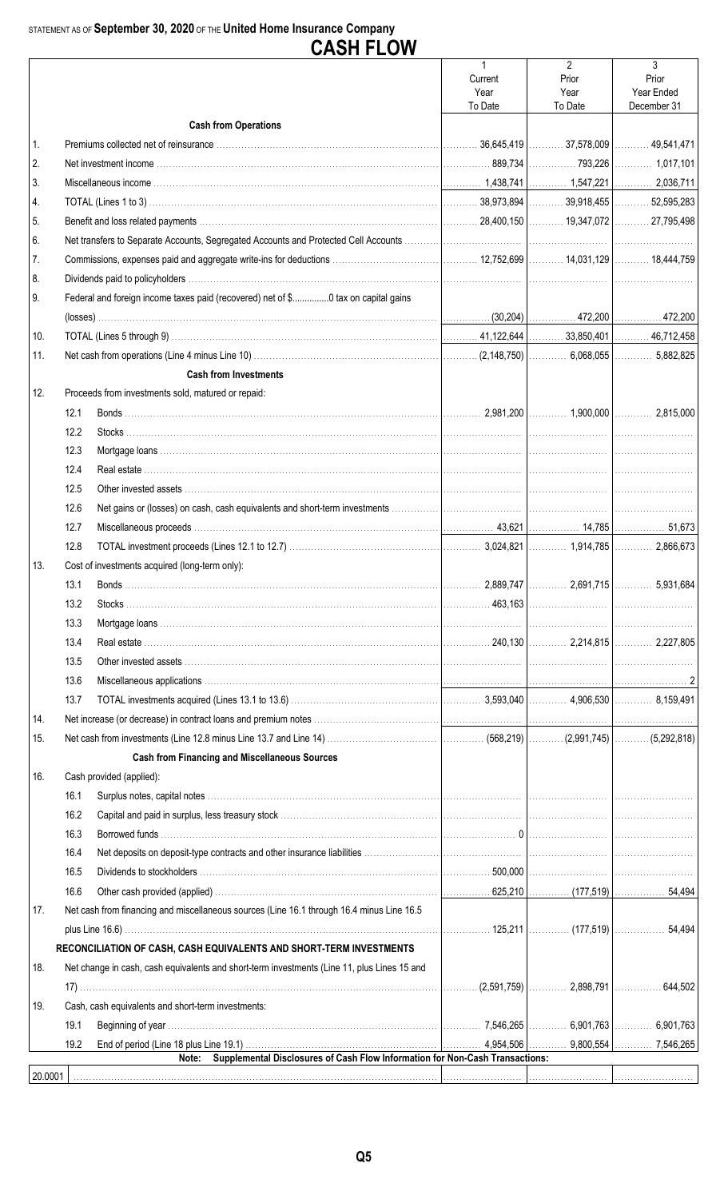STATEMENT AS OF **September 30, 2020** OF THE **United Home Insurance Company**

# CASH FLOW

| | | | 1<br>Current<br>Year<br>To Date | 2<br>Prior<br>Year<br>To Date | 3<br>Prior<br>Year Ended<br>December 31 |
|---|---|---|---|---|---|
| | | **Cash from Operations** | | | |
| 1. | | Premiums collected net of reinsurance | 36,645,419 | 37,578,009 | 49,541,471 |
| 2. | | Net investment income | 889,734 | 793,226 | 1,017,101 |
| 3. | | Miscellaneous income | 1,438,741 | 1,547,221 | 2,036,711 |
| 4. | | TOTAL (Lines 1 to 3) | 38,973,894 | 39,918,455 | 52,595,283 |
| 5. | | Benefit and loss related payments | 28,400,150 | 19,347,072 | 27,795,498 |
| 6. | | Net transfers to Separate Accounts, Segregated Accounts and Protected Cell Accounts | | | |
| 7. | | Commissions, expenses paid and aggregate write-ins for deductions | 12,752,699 | 14,031,129 | 18,444,759 |
| 8. | | Dividends paid to policyholders | | | |
| 9. | | Federal and foreign income taxes paid (recovered) net of $..............0 tax on capital gains (losses) | (30,204) | 472,200 | 472,200 |
| 10. | | TOTAL (Lines 5 through 9) | 41,122,644 | 33,850,401 | 46,712,458 |
| 11. | | Net cash from operations (Line 4 minus Line 10) | (2,148,750) | 6,068,055 | 5,882,825 |
| | | **Cash from Investments** | | | |
| 12. | | Proceeds from investments sold, matured or repaid: | | | |
| | 12.1 | Bonds | 2,981,200 | 1,900,000 | 2,815,000 |
| | 12.2 | Stocks | | | |
| | 12.3 | Mortgage loans | | | |
| | 12.4 | Real estate | | | |
| | 12.5 | Other invested assets | | | |
| | 12.6 | Net gains or (losses) on cash, cash equivalents and short-term investments | | | |
| | 12.7 | Miscellaneous proceeds | 43,621 | 14,785 | 51,673 |
| | 12.8 | TOTAL investment proceeds (Lines 12.1 to 12.7) | 3,024,821 | 1,914,785 | 2,866,673 |
| 13. | | Cost of investments acquired (long-term only): | | | |
| | 13.1 | Bonds | 2,889,747 | 2,691,715 | 5,931,684 |
| | 13.2 | Stocks | 463,163 | | |
| | 13.3 | Mortgage loans | | | |
| | 13.4 | Real estate | 240,130 | 2,214,815 | 2,227,805 |
| | 13.5 | Other invested assets | | | |
| | 13.6 | Miscellaneous applications | | | 2 |
| | 13.7 | TOTAL investments acquired (Lines 13.1 to 13.6) | 3,593,040 | 4,906,530 | 8,159,491 |
| 14. | | Net increase (or decrease) in contract loans and premium notes | | | |
| 15. | | Net cash from investments (Line 12.8 minus Line 13.7 and Line 14) | (568,219) | (2,991,745) | (5,292,818) |
| | | **Cash from Financing and Miscellaneous Sources** | | | |
| 16. | | Cash provided (applied): | | | |
| | 16.1 | Surplus notes, capital notes | | | |
| | 16.2 | Capital and paid in surplus, less treasury stock | | | |
| | 16.3 | Borrowed funds | 0 | | |
| | 16.4 | Net deposits on deposit-type contracts and other insurance liabilities | | | |
| | 16.5 | Dividends to stockholders | 500,000 | | |
| | 16.6 | Other cash provided (applied) | 625,210 | (177,519) | 54,494 |
| 17. | | Net cash from financing and miscellaneous sources (Line 16.1 through 16.4 minus Line 16.5 plus Line 16.6) | 125,211 | (177,519) | 54,494 |
| | | **RECONCILIATION OF CASH, CASH EQUIVALENTS AND SHORT-TERM INVESTMENTS** | | | |
| 18. | | Net change in cash, cash equivalents and short-term investments (Line 11, plus Lines 15 and 17) | (2,591,759) | 2,898,791 | 644,502 |
| 19. | | Cash, cash equivalents and short-term investments: | | | |
| | 19.1 | Beginning of year | 7,546,265 | 6,901,763 | 6,901,763 |
| | 19.2 | End of period (Line 18 plus Line 19.1) | 4,954,506 | 9,800,554 | 7,546,265 |

**Note: Supplemental Disclosures of Cash Flow Information for Non-Cash Transactions:**

| | | | | |
|---|---|---|---|---|
| 20.0001 | | | | |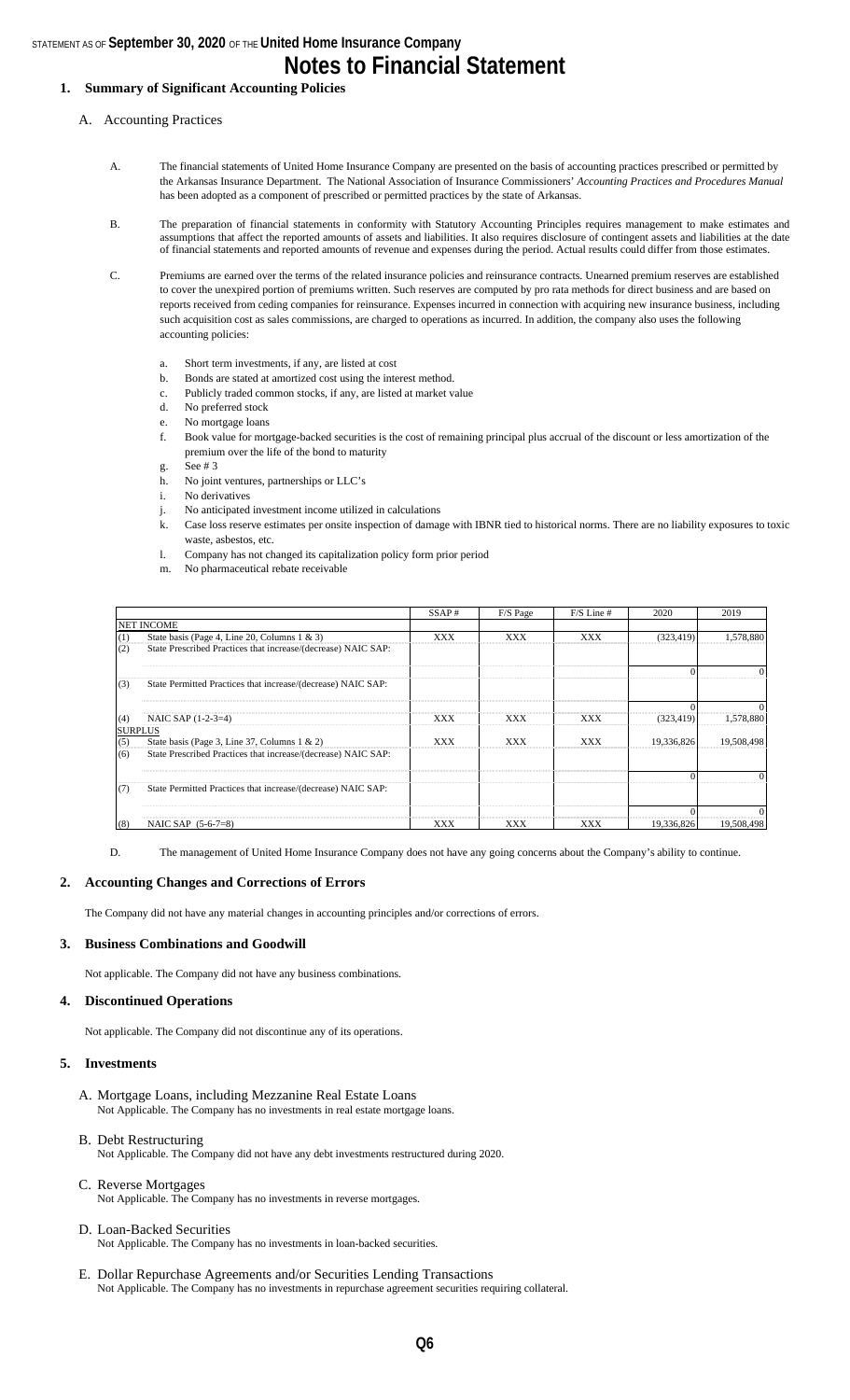STATEMENT AS OF **September 30, 2020** OF THE **United Home Insurance Company**

# Notes to Financial Statement

## 1. Summary of Significant Accounting Policies

### A. Accounting Practices

A. The financial statements of United Home Insurance Company are presented on the basis of accounting practices prescribed or permitted by the Arkansas Insurance Department. The National Association of Insurance Commissioners' *Accounting Practices and Procedures Manual* has been adopted as a component of prescribed or permitted practices by the state of Arkansas.

B. The preparation of financial statements in conformity with Statutory Accounting Principles requires management to make estimates and assumptions that affect the reported amounts of assets and liabilities. It also requires disclosure of contingent assets and liabilities at the date of financial statements and reported amounts of revenue and expenses during the period. Actual results could differ from those estimates.

C. Premiums are earned over the terms of the related insurance policies and reinsurance contracts. Unearned premium reserves are established to cover the unexpired portion of premiums written. Such reserves are computed by pro rata methods for direct business and are based on reports received from ceding companies for reinsurance. Expenses incurred in connection with acquiring new insurance business, including such acquisition cost as sales commissions, are charged to operations as incurred. In addition, the company also uses the following accounting policies:

a. Short term investments, if any, are listed at cost
b. Bonds are stated at amortized cost using the interest method.
c. Publicly traded common stocks, if any, are listed at market value
d. No preferred stock
e. No mortgage loans
f. Book value for mortgage-backed securities is the cost of remaining principal plus accrual of the discount or less amortization of the premium over the life of the bond to maturity
g. See # 3
h. No joint ventures, partnerships or LLC's
i. No derivatives
j. No anticipated investment income utilized in calculations
k. Case loss reserve estimates per onsite inspection of damage with IBNR tied to historical norms. There are no liability exposures to toxic waste, asbestos, etc.
l. Company has not changed its capitalization policy form prior period
m. No pharmaceutical rebate receivable

| | | SSAP # | F/S Page | F/S Line # | 2020 | 2019 |
|---|---|---|---|---|---|---|
| NET INCOME | | | | | | |
| (1) | State basis (Page 4, Line 20, Columns 1 & 3) | XXX | XXX | XXX | (323,419) | 1,578,880 |
| (2) | State Prescribed Practices that increase/(decrease) NAIC SAP: | | | | | |
| | | | | | 0 | 0 |
| (3) | State Permitted Practices that increase/(decrease) NAIC SAP: | | | | | |
| | | | | | 0 | 0 |
| (4) | NAIC SAP (1-2-3=4) | XXX | XXX | XXX | (323,419) | 1,578,880 |
| SURPLUS | | | | | | |
| (5) | State basis (Page 3, Line 37, Columns 1 & 2) | XXX | XXX | XXX | 19,336,826 | 19,508,498 |
| (6) | State Prescribed Practices that increase/(decrease) NAIC SAP: | | | | | |
| | | | | | 0 | 0 |
| (7) | State Permitted Practices that increase/(decrease) NAIC SAP: | | | | | |
| | | | | | 0 | 0 |
| (8) | NAIC SAP (5-6-7=8) | XXX | XXX | XXX | 19,336,826 | 19,508,498 |

D. The management of United Home Insurance Company does not have any going concerns about the Company's ability to continue.

## 2. Accounting Changes and Corrections of Errors

The Company did not have any material changes in accounting principles and/or corrections of errors.

## 3. Business Combinations and Goodwill

Not applicable. The Company did not have any business combinations.

## 4. Discontinued Operations

Not applicable. The Company did not discontinue any of its operations.

## 5. Investments

A. Mortgage Loans, including Mezzanine Real Estate Loans
Not Applicable. The Company has no investments in real estate mortgage loans.

B. Debt Restructuring
Not Applicable. The Company did not have any debt investments restructured during 2020.

C. Reverse Mortgages
Not Applicable. The Company has no investments in reverse mortgages.

D. Loan-Backed Securities
Not Applicable. The Company has no investments in loan-backed securities.

E. Dollar Repurchase Agreements and/or Securities Lending Transactions
Not Applicable. The Company has no investments in repurchase agreement securities requiring collateral.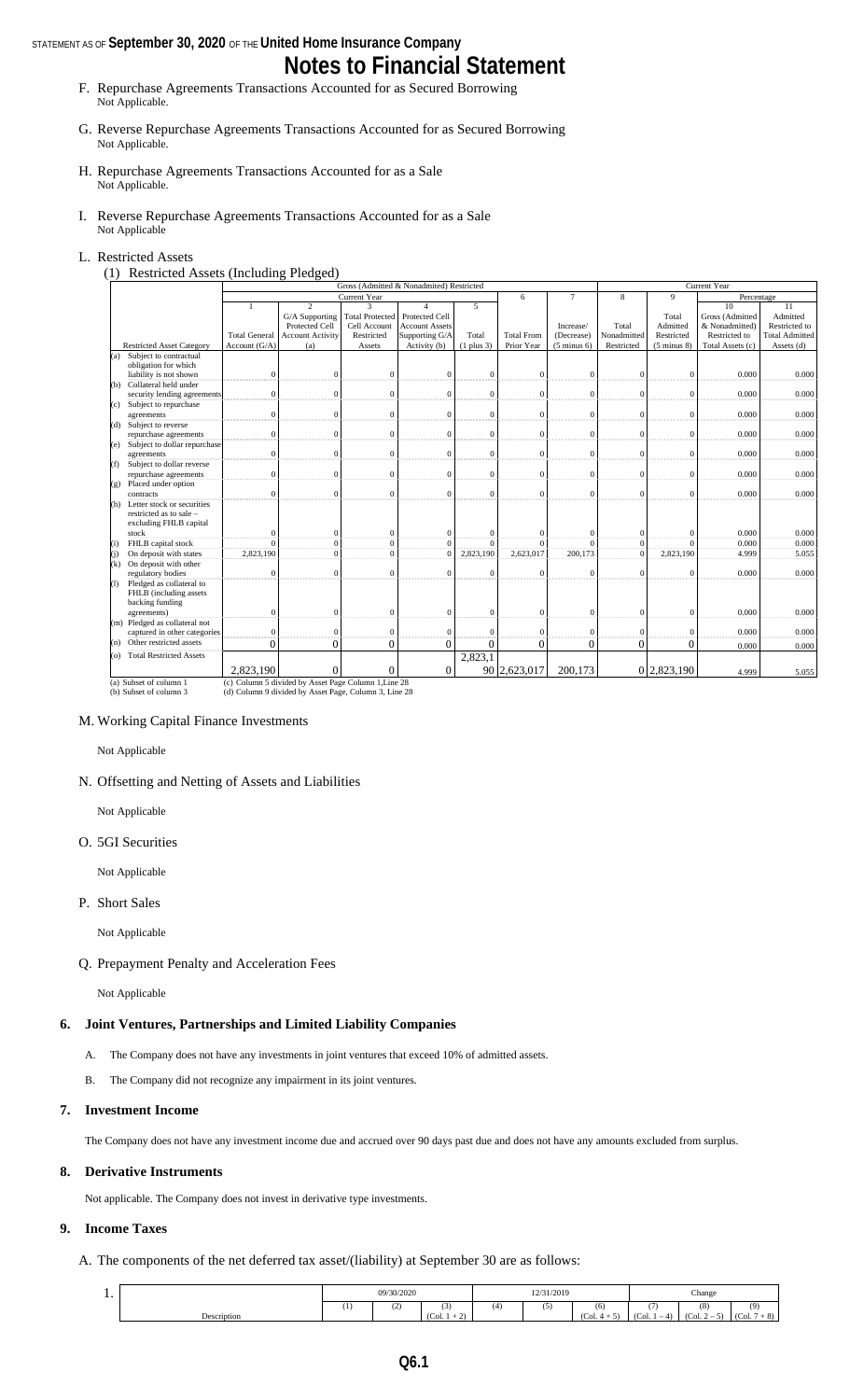## Notes to Financial Statement

F. Repurchase Agreements Transactions Accounted for as Secured Borrowing
Not Applicable.

G. Reverse Repurchase Agreements Transactions Accounted for as Secured Borrowing
Not Applicable.

H. Repurchase Agreements Transactions Accounted for as a Sale
Not Applicable.

I. Reverse Repurchase Agreements Transactions Accounted for as a Sale
Not Applicable

L. Restricted Assets

(1) Restricted Assets (Including Pledged)

| | Gross (Admitted & Nonadmitted) Restricted | | | | | | | Current Year | | | |
|---|---|---|---|---|---|---|---|---|---|---|---|
| | Current Year | | | | | 6 | 7 | 8 | 9 | Percentage | |
| | 1 | 2 | 3 | 4 | 5 | | | | | 10 | 11 |
| Restricted Asset Category | Total General Account (G/A) | G/A Supporting Protected Cell Account Activity (a) | Total Protected Cell Account Restricted Assets | Protected Cell Account Assets Supporting G/A Activity (b) | Total (1 plus 3) | Total From Prior Year | Increase/ (Decrease) (5 minus 6) | Total Nonadmitted Restricted | Total Admitted Restricted (5 minus 8) | Gross (Admitted & Nonadmitted) Restricted to Total Assets (c) | Admitted Restricted to Total Admitted Assets (d) |
| (a) Subject to contractual obligation for which liability is not shown | 0 | 0 | 0 | 0 | 0 | 0 | 0 | 0 | 0 | 0.000 | 0.000 |
| (b) Collateral held under security lending agreements | 0 | 0 | 0 | 0 | 0 | 0 | 0 | 0 | 0 | 0.000 | 0.000 |
| (c) Subject to repurchase agreements | 0 | 0 | 0 | 0 | 0 | 0 | 0 | 0 | 0 | 0.000 | 0.000 |
| (d) Subject to reverse repurchase agreements | 0 | 0 | 0 | 0 | 0 | 0 | 0 | 0 | 0 | 0.000 | 0.000 |
| (e) Subject to dollar repurchase agreements | 0 | 0 | 0 | 0 | 0 | 0 | 0 | 0 | 0 | 0.000 | 0.000 |
| (f) Subject to dollar reverse repurchase agreements | 0 | 0 | 0 | 0 | 0 | 0 | 0 | 0 | 0 | 0.000 | 0.000 |
| (g) Placed under option contracts | 0 | 0 | 0 | 0 | 0 | 0 | 0 | 0 | 0 | 0.000 | 0.000 |
| (h) Letter stock or securities restricted as to sale – excluding FHLB capital stock | 0 | 0 | 0 | 0 | 0 | 0 | 0 | 0 | 0 | 0.000 | 0.000 |
| (i) FHLB capital stock | 0 | 0 | 0 | 0 | 0 | 0 | 0 | 0 | 0 | 0.000 | 0.000 |
| (j) On deposit with states | 2,823,190 | 0 | 0 | 0 | 2,823,190 | 2,623,017 | 200,173 | 0 | 2,823,190 | 4.999 | 5.055 |
| (k) On deposit with other regulatory bodies | 0 | 0 | 0 | 0 | 0 | 0 | 0 | 0 | 0 | 0.000 | 0.000 |
| (l) Pledged as collateral to FHLB (including assets backing funding agreements) | 0 | 0 | 0 | 0 | 0 | 0 | 0 | 0 | 0 | 0.000 | 0.000 |
| (m) Pledged as collateral not captured in other categories | 0 | 0 | 0 | 0 | 0 | 0 | 0 | 0 | 0 | 0.000 | 0.000 |
| (n) Other restricted assets | 0 | 0 | 0 | 0 | 0 | 0 | 0 | 0 | 0 | 0.000 | 0.000 |
| (o) Total Restricted Assets | 2,823,190 | 0 | 0 | 0 | 2,823,190 | 2,623,017 | 200,173 | 0 | 2,823,190 | 4.999 | 5.055 |

(a) Subset of column 1
(b) Subset of column 3
(c) Column 5 divided by Asset Page Column 1,Line 28
(d) Column 9 divided by Asset Page, Column 3, Line 28

M. Working Capital Finance Investments

Not Applicable

N. Offsetting and Netting of Assets and Liabilities

Not Applicable

O. 5GI Securities

Not Applicable

P. Short Sales

Not Applicable

Q. Prepayment Penalty and Acceleration Fees

Not Applicable

### 6. Joint Ventures, Partnerships and Limited Liability Companies

A. The Company does not have any investments in joint ventures that exceed 10% of admitted assets.

B. The Company did not recognize any impairment in its joint ventures.

### 7. Investment Income

The Company does not have any investment income due and accrued over 90 days past due and does not have any amounts excluded from surplus.

### 8. Derivative Instruments

Not applicable. The Company does not invest in derivative type investments.

### 9. Income Taxes

A. The components of the net deferred tax asset/(liability) at September 30 are as follows:

| 1. | 09/30/2020 | | | 12/31/2019 | | | Change | | |
|---|---|---|---|---|---|---|---|---|---|
| Description | (1) | (2) | (3) (Col. 1 + 2) | (4) | (5) | (6) (Col. 4 + 5) | (7) (Col. 1 – 4) | (8) (Col. 2 – 5) | (9) (Col. 7 + 8) |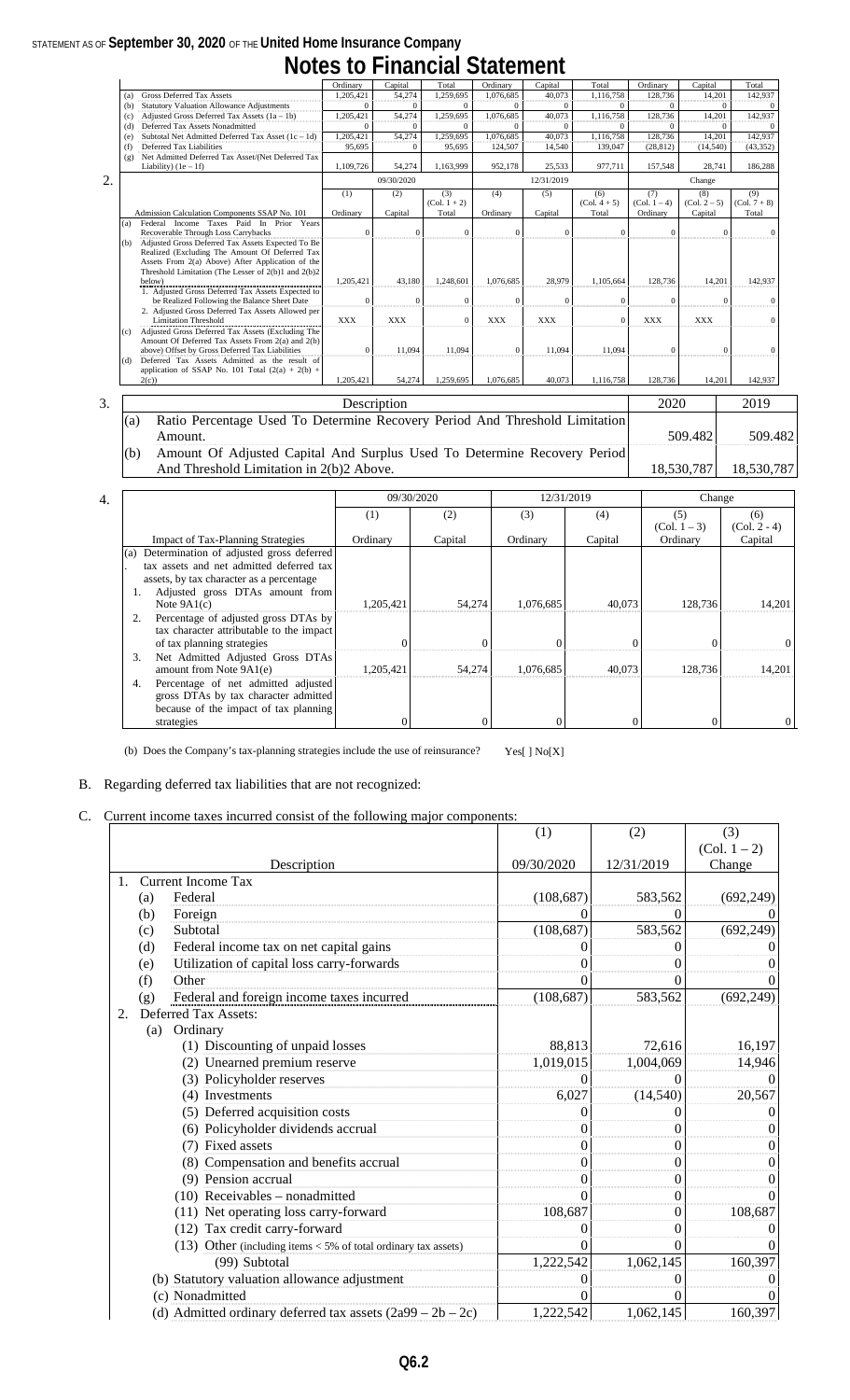STATEMENT AS OF **September 30, 2020** OF THE **United Home Insurance Company**

# Notes to Financial Statement

| | Ordinary | Capital | Total | Ordinary | Capital | Total | Ordinary | Capital | Total |
|---|---|---|---|---|---|---|---|---|---|
| (a) Gross Deferred Tax Assets | 1,205,421 | 54,274 | 1,259,695 | 1,076,685 | 40,073 | 1,116,758 | 128,736 | 14,201 | 142,937 |
| (b) Statutory Valuation Allowance Adjustments | 0 | 0 | 0 | 0 | 0 | 0 | 0 | 0 | 0 |
| (c) Adjusted Gross Deferred Tax Assets (1a – 1b) | 1,205,421 | 54,274 | 1,259,695 | 1,076,685 | 40,073 | 1,116,758 | 128,736 | 14,201 | 142,937 |
| (d) Deferred Tax Assets Nonadmitted | 0 | 0 | 0 | 0 | 0 | 0 | 0 | 0 | 0 |
| (e) Subtotal Net Admitted Deferred Tax Asset (1c – 1d) | 1,205,421 | 54,274 | 1,259,695 | 1,076,685 | 40,073 | 1,116,758 | 128,736 | 14,201 | 142,937 |
| (f) Deferred Tax Liabilities | 95,695 | 0 | 95,695 | 124,507 | 14,540 | 139,047 | (28,812) | (14,540) | (43,352) |
| (g) Net Admitted Deferred Tax Asset/(Net Deferred Tax Liability) (1e – 1f) | 1,109,726 | 54,274 | 1,163,999 | 952,178 | 25,533 | 977,711 | 157,548 | 28,741 | 186,288 |

2.

| | 09/30/2020 | | | 12/31/2019 | | | Change | | |
|---|---|---|---|---|---|---|---|---|---|
| | (1) | (2) | (3) (Col. 1 + 2) | (4) | (5) | (6) (Col. 4 + 5) | (7) (Col. 1 – 4) | (8) (Col. 2 – 5) | (9) (Col. 7 + 8) |
| Admission Calculation Components SSAP No. 101 | Ordinary | Capital | Total | Ordinary | Capital | Total | Ordinary | Capital | Total |
| (a) Federal Income Taxes Paid In Prior Years Recoverable Through Loss Carrybacks | 0 | 0 | 0 | 0 | 0 | 0 | 0 | 0 | 0 |
| (b) Adjusted Gross Deferred Tax Assets Expected To Be Realized (Excluding The Amount Of Deferred Tax Assets From 2(a) Above) After Application of the Threshold Limitation (The Lesser of 2(b)1 and 2(b)2 below) | 1,205,421 | 43,180 | 1,248,601 | 1,076,685 | 28,979 | 1,105,664 | 128,736 | 14,201 | 142,937 |
| 1. Adjusted Gross Deferred Tax Assets Expected to be Realized Following the Balance Sheet Date | 0 | 0 | 0 | 0 | 0 | 0 | 0 | 0 | 0 |
| 2. Adjusted Gross Deferred Tax Assets Allowed per Limitation Threshold | XXX | XXX | 0 | XXX | XXX | 0 | XXX | XXX | 0 |
| (c) Adjusted Gross Deferred Tax Assets (Excluding The Amount Of Deferred Tax Assets From 2(a) and 2(b) above) Offset by Gross Deferred Tax Liabilities | 0 | 11,094 | 11,094 | 0 | 11,094 | 11,094 | 0 | 0 | 0 |
| (d) Deferred Tax Assets Admitted as the result of application of SSAP No. 101 Total (2(a) + 2(b) + 2(c)) | 1,205,421 | 54,274 | 1,259,695 | 1,076,685 | 40,073 | 1,116,758 | 128,736 | 14,201 | 142,937 |

3.

| Description | 2020 | 2019 |
|---|---|---|
| (a) Ratio Percentage Used To Determine Recovery Period And Threshold Limitation Amount. | 509.482 | 509.482 |
| (b) Amount Of Adjusted Capital And Surplus Used To Determine Recovery Period And Threshold Limitation in 2(b)2 Above. | 18,530,787 | 18,530,787 |

4.

| | 09/30/2020 | | 12/31/2019 | | Change | |
|---|---|---|---|---|---|---|
| | (1) | (2) | (3) | (4) | (5) (Col. 1 – 3) | (6) (Col. 2 - 4) |
| Impact of Tax-Planning Strategies | Ordinary | Capital | Ordinary | Capital | Ordinary | Capital |
| (a) Determination of adjusted gross deferred tax assets and net admitted deferred tax assets, by tax character as a percentage | | | | | | |
| 1. Adjusted gross DTAs amount from Note 9A1(c) | 1,205,421 | 54,274 | 1,076,685 | 40,073 | 128,736 | 14,201 |
| 2. Percentage of adjusted gross DTAs by tax character attributable to the impact of tax planning strategies | 0 | 0 | 0 | 0 | 0 | 0 |
| 3. Net Admitted Adjusted Gross DTAs amount from Note 9A1(e) | 1,205,421 | 54,274 | 1,076,685 | 40,073 | 128,736 | 14,201 |
| 4. Percentage of net admitted adjusted gross DTAs by tax character admitted because of the impact of tax planning strategies | 0 | 0 | 0 | 0 | 0 | 0 |

(b) Does the Company's tax-planning strategies include the use of reinsurance? Yes[ ] No[X]

B. Regarding deferred tax liabilities that are not recognized:

C. Current income taxes incurred consist of the following major components:

| Description | (1) 09/30/2020 | (2) 12/31/2019 | (3) (Col. 1 – 2) Change |
|---|---|---|---|
| 1. Current Income Tax | | | |
| (a) Federal | (108,687) | 583,562 | (692,249) |
| (b) Foreign | 0 | 0 | 0 |
| (c) Subtotal | (108,687) | 583,562 | (692,249) |
| (d) Federal income tax on net capital gains | 0 | 0 | 0 |
| (e) Utilization of capital loss carry-forwards | 0 | 0 | 0 |
| (f) Other | 0 | 0 | 0 |
| (g) Federal and foreign income taxes incurred | (108,687) | 583,562 | (692,249) |
| 2. Deferred Tax Assets: | | | |
| (a) Ordinary | | | |
| (1) Discounting of unpaid losses | 88,813 | 72,616 | 16,197 |
| (2) Unearned premium reserve | 1,019,015 | 1,004,069 | 14,946 |
| (3) Policyholder reserves | 0 | 0 | 0 |
| (4) Investments | 6,027 | (14,540) | 20,567 |
| (5) Deferred acquisition costs | 0 | 0 | 0 |
| (6) Policyholder dividends accrual | 0 | 0 | 0 |
| (7) Fixed assets | 0 | 0 | 0 |
| (8) Compensation and benefits accrual | 0 | 0 | 0 |
| (9) Pension accrual | 0 | 0 | 0 |
| (10) Receivables – nonadmitted | 0 | 0 | 0 |
| (11) Net operating loss carry-forward | 108,687 | 0 | 108,687 |
| (12) Tax credit carry-forward | 0 | 0 | 0 |
| (13) Other (including items < 5% of total ordinary tax assets) | 0 | 0 | 0 |
| (99) Subtotal | 1,222,542 | 1,062,145 | 160,397 |
| (b) Statutory valuation allowance adjustment | 0 | 0 | 0 |
| (c) Nonadmitted | 0 | 0 | 0 |
| (d) Admitted ordinary deferred tax assets (2a99 – 2b – 2c) | 1,222,542 | 1,062,145 | 160,397 |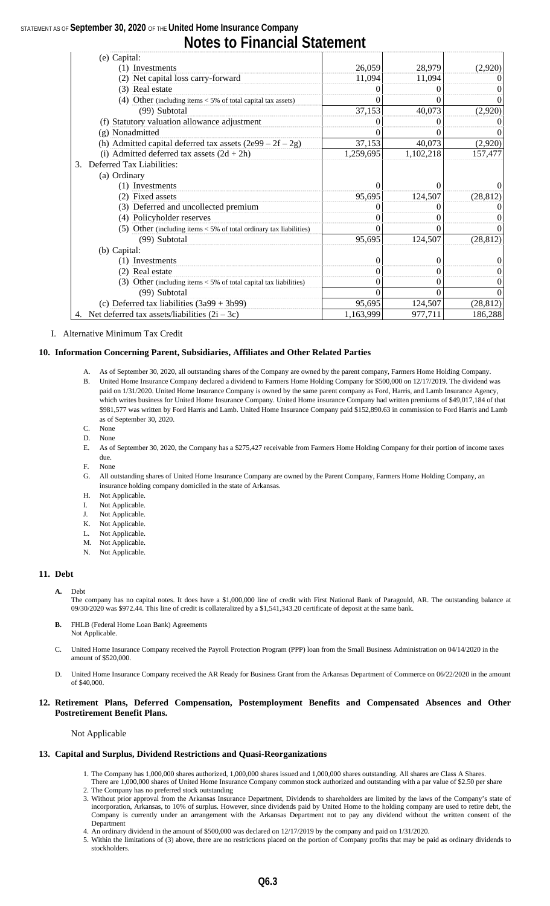| | | | |
|---|---|---|---|
| (e) Capital: | | | |
| (1) Investments | 26,059 | 28,979 | (2,920) |
| (2) Net capital loss carry-forward | 11,094 | 11,094 | 0 |
| (3) Real estate | 0 | 0 | 0 |
| (4) Other (including items < 5% of total capital tax assets) | 0 | 0 | 0 |
| (99) Subtotal | 37,153 | 40,073 | (2,920) |
| (f) Statutory valuation allowance adjustment | 0 | 0 | 0 |
| (g) Nonadmitted | 0 | 0 | 0 |
| (h) Admitted capital deferred tax assets (2e99 – 2f – 2g) | 37,153 | 40,073 | (2,920) |
| (i) Admitted deferred tax assets (2d + 2h) | 1,259,695 | 1,102,218 | 157,477 |
| 3. Deferred Tax Liabilities: | | | |
| (a) Ordinary | | | |
| (1) Investments | 0 | 0 | 0 |
| (2) Fixed assets | 95,695 | 124,507 | (28,812) |
| (3) Deferred and uncollected premium | 0 | 0 | 0 |
| (4) Policyholder reserves | 0 | 0 | 0 |
| (5) Other (including items < 5% of total ordinary tax liabilities) | 0 | 0 | 0 |
| (99) Subtotal | 95,695 | 124,507 | (28,812) |
| (b) Capital: | | | |
| (1) Investments | 0 | 0 | 0 |
| (2) Real estate | 0 | 0 | 0 |
| (3) Other (including items < 5% of total capital tax liabilities) | 0 | 0 | 0 |
| (99) Subtotal | 0 | 0 | 0 |
| (c) Deferred tax liabilities (3a99 + 3b99) | 95,695 | 124,507 | (28,812) |
| 4. Net deferred tax assets/liabilities (2i – 3c) | 1,163,999 | 977,711 | 186,288 |

I. Alternative Minimum Tax Credit

## 10. Information Concerning Parent, Subsidiaries, Affiliates and Other Related Parties

A. As of September 30, 2020, all outstanding shares of the Company are owned by the parent company, Farmers Home Holding Company.

B. United Home Insurance Company declared a dividend to Farmers Home Holding Company for $500,000 on 12/17/2019. The dividend was paid on 1/31/2020. United Home Insurance Company is owned by the same parent company as Ford, Harris, and Lamb Insurance Agency, which writes business for United Home Insurance Company. United Home insurance Company had written premiums of $49,017,184 of that $981,577 was written by Ford Harris and Lamb. United Home Insurance Company paid $152,890.63 in commission to Ford Harris and Lamb as of September 30, 2020.

C. None

D. None

E. As of September 30, 2020, the Company has a $275,427 receivable from Farmers Home Holding Company for their portion of income taxes due.

F. None

G. All outstanding shares of United Home Insurance Company are owned by the Parent Company, Farmers Home Holding Company, an insurance holding company domiciled in the state of Arkansas.

H. Not Applicable.

I. Not Applicable.

J. Not Applicable.

K. Not Applicable.

L. Not Applicable.

M. Not Applicable.

N. Not Applicable.

## 11. Debt

**A.** Debt

The company has no capital notes. It does have a $1,000,000 line of credit with First National Bank of Paragould, AR. The outstanding balance at 09/30/2020 was $972.44. This line of credit is collateralized by a $1,541,343.20 certificate of deposit at the same bank.

**B.** FHLB (Federal Home Loan Bank) Agreements

Not Applicable.

C. United Home Insurance Company received the Payroll Protection Program (PPP) loan from the Small Business Administration on 04/14/2020 in the amount of $520,000.

D. United Home Insurance Company received the AR Ready for Business Grant from the Arkansas Department of Commerce on 06/22/2020 in the amount of $40,000.

## 12. Retirement Plans, Deferred Compensation, Postemployment Benefits and Compensated Absences and Other Postretirement Benefit Plans.

Not Applicable

## 13. Capital and Surplus, Dividend Restrictions and Quasi-Reorganizations

1. The Company has 1,000,000 shares authorized, 1,000,000 shares issued and 1,000,000 shares outstanding. All shares are Class A Shares. There are 1,000,000 shares of United Home Insurance Company common stock authorized and outstanding with a par value of $2.50 per share
2. The Company has no preferred stock outstanding
3. Without prior approval from the Arkansas Insurance Department, Dividends to shareholders are limited by the laws of the Company's state of incorporation, Arkansas, to 10% of surplus. However, since dividends paid by United Home to the holding company are used to retire debt, the Company is currently under an arrangement with the Arkansas Department not to pay any dividend without the written consent of the Department
4. An ordinary dividend in the amount of $500,000 was declared on 12/17/2019 by the company and paid on 1/31/2020.
5. Within the limitations of (3) above, there are no restrictions placed on the portion of Company profits that may be paid as ordinary dividends to stockholders.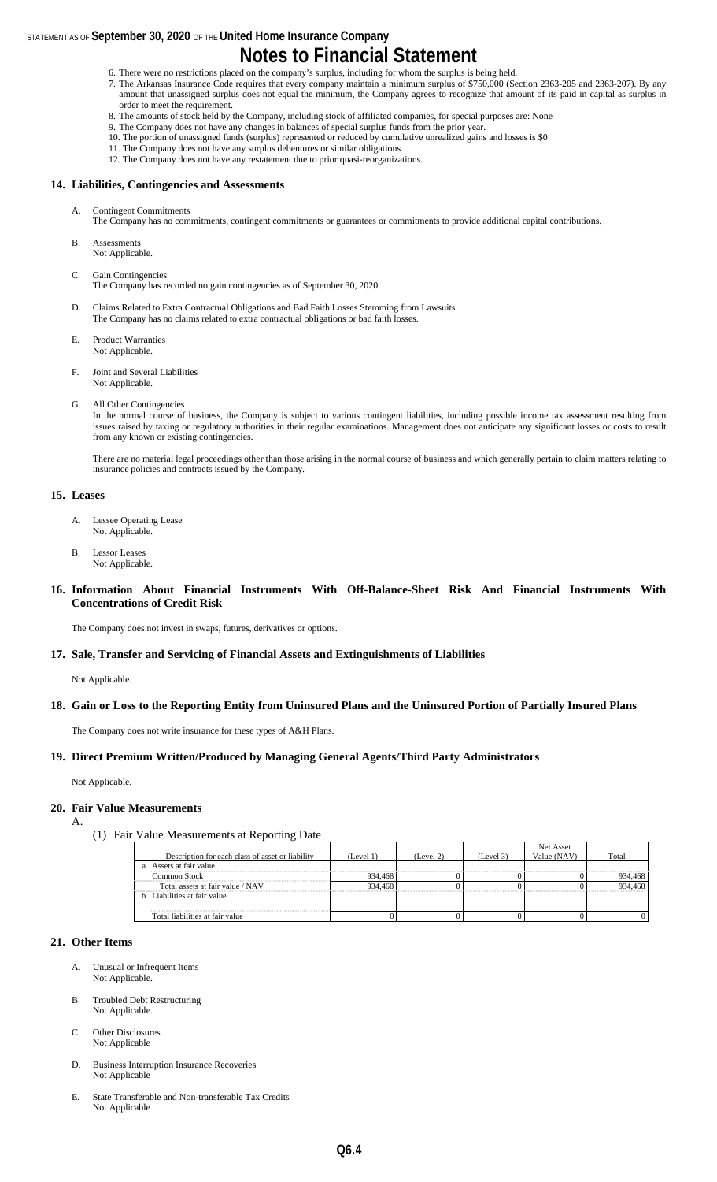# Notes to Financial Statement

6. There were no restrictions placed on the company's surplus, including for whom the surplus is being held.
7. The Arkansas Insurance Code requires that every company maintain a minimum surplus of $750,000 (Section 2363-205 and 2363-207). By any amount that unassigned surplus does not equal the minimum, the Company agrees to recognize that amount of its paid in capital as surplus in order to meet the requirement.
8. The amounts of stock held by the Company, including stock of affiliated companies, for special purposes are: None
9. The Company does not have any changes in balances of special surplus funds from the prior year.
10. The portion of unassigned funds (surplus) represented or reduced by cumulative unrealized gains and losses is $0
11. The Company does not have any surplus debentures or similar obligations.
12. The Company does not have any restatement due to prior quasi-reorganizations.

## 14. Liabilities, Contingencies and Assessments

A. Contingent Commitments
The Company has no commitments, contingent commitments or guarantees or commitments to provide additional capital contributions.

B. Assessments
Not Applicable.

C. Gain Contingencies
The Company has recorded no gain contingencies as of September 30, 2020.

D. Claims Related to Extra Contractual Obligations and Bad Faith Losses Stemming from Lawsuits
The Company has no claims related to extra contractual obligations or bad faith losses.

E. Product Warranties
Not Applicable.

F. Joint and Several Liabilities
Not Applicable.

G. All Other Contingencies
In the normal course of business, the Company is subject to various contingent liabilities, including possible income tax assessment resulting from issues raised by taxing or regulatory authorities in their regular examinations. Management does not anticipate any significant losses or costs to result from any known or existing contingencies.

There are no material legal proceedings other than those arising in the normal course of business and which generally pertain to claim matters relating to insurance policies and contracts issued by the Company.

## 15. Leases

A. Lessee Operating Lease
Not Applicable.

B. Lessor Leases
Not Applicable.

## 16. Information About Financial Instruments With Off-Balance-Sheet Risk And Financial Instruments With Concentrations of Credit Risk

The Company does not invest in swaps, futures, derivatives or options.

## 17. Sale, Transfer and Servicing of Financial Assets and Extinguishments of Liabilities

Not Applicable.

## 18. Gain or Loss to the Reporting Entity from Uninsured Plans and the Uninsured Portion of Partially Insured Plans

The Company does not write insurance for these types of A&H Plans.

## 19. Direct Premium Written/Produced by Managing General Agents/Third Party Administrators

Not Applicable.

## 20. Fair Value Measurements

A.

(1) Fair Value Measurements at Reporting Date

| Description for each class of asset or liability | (Level 1) | (Level 2) | (Level 3) | Net Asset Value (NAV) | Total |
|---|---|---|---|---|---|
| a. Assets at fair value | | | | | |
| Common Stock | 934,468 | 0 | 0 | 0 | 934,468 |
| Total assets at fair value / NAV | 934,468 | 0 | 0 | 0 | 934,468 |
| b. Liabilities at fair value | | | | | |
| | | | | | |
| Total liabilities at fair value | 0 | 0 | 0 | 0 | 0 |

## 21. Other Items

A. Unusual or Infrequent Items
Not Applicable.

B. Troubled Debt Restructuring
Not Applicable.

C. Other Disclosures
Not Applicable

D. Business Interruption Insurance Recoveries
Not Applicable

E. State Transferable and Non-transferable Tax Credits
Not Applicable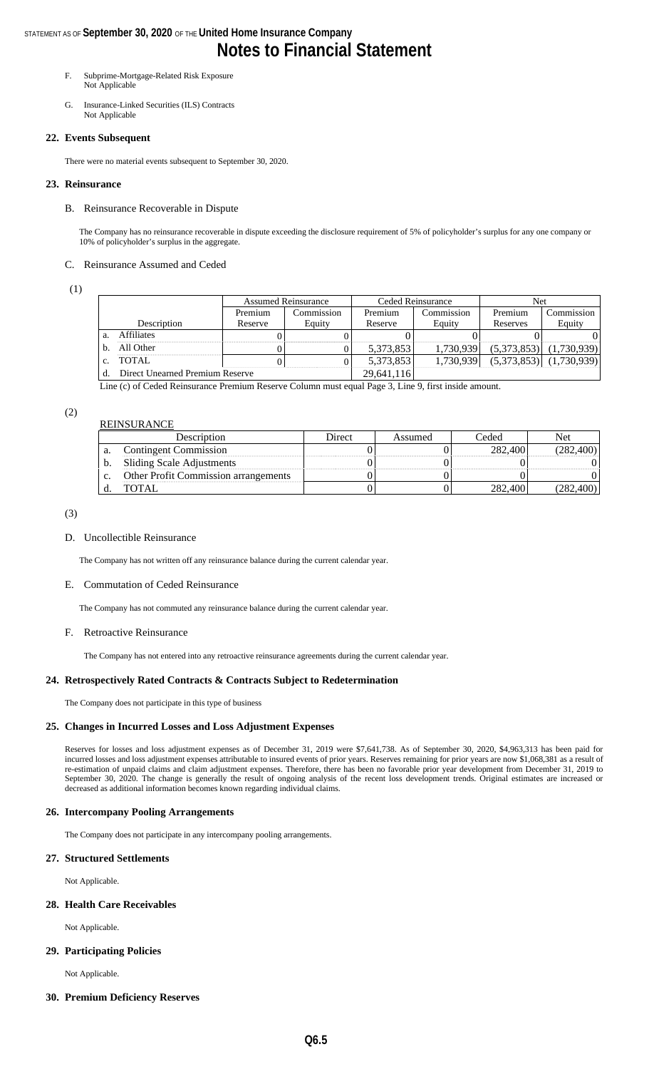F. Subprime-Mortgage-Related Risk Exposure
Not Applicable

G. Insurance-Linked Securities (ILS) Contracts
Not Applicable

## 22. Events Subsequent

There were no material events subsequent to September 30, 2020.

## 23. Reinsurance

B. Reinsurance Recoverable in Dispute

The Company has no reinsurance recoverable in dispute exceeding the disclosure requirement of 5% of policyholder's surplus for any one company or 10% of policyholder's surplus in the aggregate.

C. Reinsurance Assumed and Ceded

(1)

| | | Assumed Reinsurance | | Ceded Reinsurance | | Net | |
|---|---|---|---|---|---|---|---|
| | Description | Premium Reserve | Commission Equity | Premium Reserve | Commission Equity | Premium Reserves | Commission Equity |
| a. | Affiliates | 0 | 0 | 0 | 0 | 0 | 0 |
| b. | All Other | 0 | 0 | 5,373,853 | 1,730,939 | (5,373,853) | (1,730,939) |
| c. | TOTAL | 0 | 0 | 5,373,853 | 1,730,939 | (5,373,853) | (1,730,939) |
| d. | Direct Unearned Premium Reserve | | | 29,641,116 | | | |

Line (c) of Ceded Reinsurance Premium Reserve Column must equal Page 3, Line 9, first inside amount.

(2)

REINSURANCE

| | Description | Direct | Assumed | Ceded | Net |
|---|---|---|---|---|---|
| a. | Contingent Commission | 0 | 0 | 282,400 | (282,400) |
| b. | Sliding Scale Adjustments | 0 | 0 | 0 | 0 |
| c. | Other Profit Commission arrangements | 0 | 0 | 0 | 0 |
| d. | TOTAL | 0 | 0 | 282,400 | (282,400) |

(3)

D. Uncollectible Reinsurance

The Company has not written off any reinsurance balance during the current calendar year.

E. Commutation of Ceded Reinsurance

The Company has not commuted any reinsurance balance during the current calendar year.

F. Retroactive Reinsurance

The Company has not entered into any retroactive reinsurance agreements during the current calendar year.

## 24. Retrospectively Rated Contracts & Contracts Subject to Redetermination

The Company does not participate in this type of business

## 25. Changes in Incurred Losses and Loss Adjustment Expenses

Reserves for losses and loss adjustment expenses as of December 31, 2019 were $7,641,738. As of September 30, 2020, $4,963,313 has been paid for incurred losses and loss adjustment expenses attributable to insured events of prior years. Reserves remaining for prior years are now $1,068,381 as a result of re-estimation of unpaid claims and claim adjustment expenses. Therefore, there has been no favorable prior year development from December 31, 2019 to September 30, 2020. The change is generally the result of ongoing analysis of the recent loss development trends. Original estimates are increased or decreased as additional information becomes known regarding individual claims.

## 26. Intercompany Pooling Arrangements

The Company does not participate in any intercompany pooling arrangements.

## 27. Structured Settlements

Not Applicable.

## 28. Health Care Receivables

Not Applicable.

## 29. Participating Policies

Not Applicable.

## 30. Premium Deficiency Reserves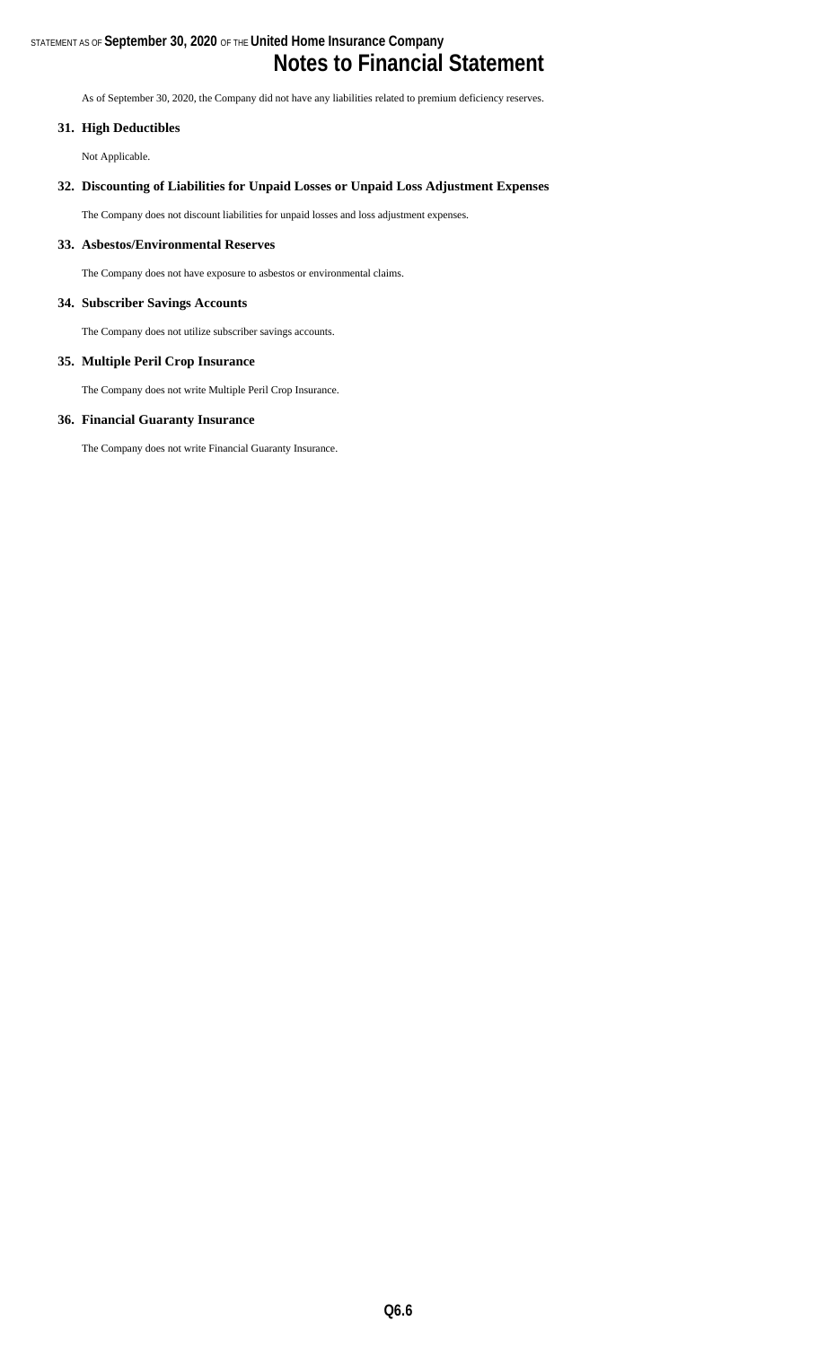As of September 30, 2020, the Company did not have any liabilities related to premium deficiency reserves.

**31. High Deductibles**

Not Applicable.

**32. Discounting of Liabilities for Unpaid Losses or Unpaid Loss Adjustment Expenses**

The Company does not discount liabilities for unpaid losses and loss adjustment expenses.

**33. Asbestos/Environmental Reserves**

The Company does not have exposure to asbestos or environmental claims.

**34. Subscriber Savings Accounts**

The Company does not utilize subscriber savings accounts.

**35. Multiple Peril Crop Insurance**

The Company does not write Multiple Peril Crop Insurance.

**36. Financial Guaranty Insurance**

The Company does not write Financial Guaranty Insurance.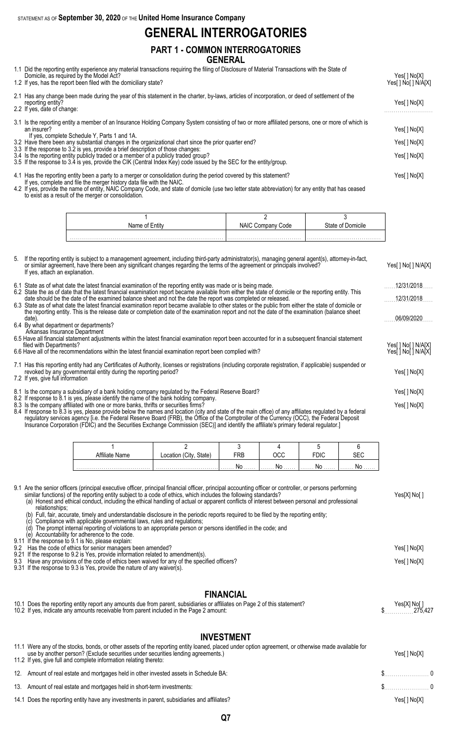STATEMENT AS OF **September 30, 2020** OF THE **United Home Insurance Company**

# GENERAL INTERROGATORIES

## PART 1 - COMMON INTERROGATORIES

### GENERAL

1.1 Did the reporting entity experience any material transactions requiring the filing of Disclosure of Material Transactions with the State of Domicile, as required by the Model Act? Yes[ ] No[X]

1.2 If yes, has the report been filed with the domiciliary state? Yes[ ] No[ ] N/A[X]

2.1 Has any change been made during the year of this statement in the charter, by-laws, articles of incorporation, or deed of settlement of the reporting entity? Yes[ ] No[X]

2.2 If yes, date of change:

3.1 Is the reporting entity a member of an Insurance Holding Company System consisting of two or more affiliated persons, one or more of which is an insurer? Yes[ ] No[X]

If yes, complete Schedule Y, Parts 1 and 1A.

3.2 Have there been any substantial changes in the organizational chart since the prior quarter end? Yes[ ] No[X]

3.3 If the response to 3.2 is yes, provide a brief description of those changes:

3.4 Is the reporting entity publicly traded or a member of a publicly traded group? Yes[ ] No[X]

3.5 If the response to 3.4 is yes, provide the CIK (Central Index Key) code issued by the SEC for the entity/group.

4.1 Has the reporting entity been a party to a merger or consolidation during the period covered by this statement? Yes[ ] No[X]

If yes, complete and file the merger history data file with the NAIC.

4.2 If yes, provide the name of entity, NAIC Company Code, and state of domicile (use two letter state abbreviation) for any entity that has ceased to exist as a result of the merger or consolidation.

| 1<br>Name of Entity | 2<br>NAIC Company Code | 3<br>State of Domicile |
|---|---|---|
| | | |

5. If the reporting entity is subject to a management agreement, including third-party administrator(s), managing general agent(s), attorney-in-fact, or similar agreement, have there been any significant changes regarding the terms of the agreement or principals involved? Yes[ ] No[ ] N/A[X]

If yes, attach an explanation.

6.1 State as of what date the latest financial examination of the reporting entity was made or is being made. 12/31/2018

6.2 State the as of date that the latest financial examination report became available from either the state of domicile or the reporting entity. This date should be the date of the examined balance sheet and not the date the report was completed or released. 12/31/2018

6.3 State as of what date the latest financial examination report became available to other states or the public from either the state of domicile or the reporting entity. This is the release date or completion date of the examination report and not the date of the examination (balance sheet date). 06/09/2020

6.4 By what department or departments?

Arkansas Insurance Department

6.5 Have all financial statement adjustments within the latest financial examination report been accounted for in a subsequent financial statement filed with Departments? Yes[ ] No[ ] N/A[X]

6.6 Have all of the recommendations within the latest financial examination report been complied with? Yes[ ] No[ ] N/A[X]

7.1 Has this reporting entity had any Certificates of Authority, licenses or registrations (including corporate registration, if applicable) suspended or revoked by any governmental entity during the reporting period? Yes[ ] No[X]

7.2 If yes, give full information

8.1 Is the company a subsidiary of a bank holding company regulated by the Federal Reserve Board? Yes[ ] No[X]

8.2 If response to 8.1 is yes, please identify the name of the bank holding company.

8.3 Is the company affiliated with one or more banks, thrifts or securities firms? Yes[ ] No[X]

8.4 If response to 8.3 is yes, please provide below the names and location (city and state of the main office) of any affiliates regulated by a federal regulatory services agency [i.e. the Federal Reserve Board (FRB), the Office of the Comptroller of the Currency (OCC), the Federal Deposit Insurance Corporation (FDIC) and the Securities Exchange Commission (SEC)] and identify the affiliate's primary federal regulator.]

| 1<br>Affiliate Name | 2<br>Location (City, State) | 3<br>FRB | 4<br>OCC | 5<br>FDIC | 6<br>SEC |
|---|---|---|---|---|---|
| | | No | No | No | No |

9.1 Are the senior officers (principal executive officer, principal financial officer, principal accounting officer or controller, or persons performing similar functions) of the reporting entity subject to a code of ethics, which includes the following standards? Yes[X] No[ ]

(a) Honest and ethical conduct, including the ethical handling of actual or apparent conflicts of interest between personal and professional relationships;

(b) Full, fair, accurate, timely and understandable disclosure in the periodic reports required to be filed by the reporting entity;

(c) Compliance with applicable governmental laws, rules and regulations;

(d) The prompt internal reporting of violations to an appropriate person or persons identified in the code; and

(e) Accountability for adherence to the code.

9.11 If the response to 9.1 is No, please explain:

9.2 Has the code of ethics for senior managers been amended? Yes[ ] No[X]

9.21 If the response to 9.2 is Yes, provide information related to amendment(s).

9.3 Have any provisions of the code of ethics been waived for any of the specified officers? Yes[ ] No[X]

9.31 If the response to 9.3 is Yes, provide the nature of any waiver(s).

### FINANCIAL

10.1 Does the reporting entity report any amounts due from parent, subsidiaries or affiliates on Page 2 of this statement? Yes[X] No[ ]

10.2 If yes, indicate any amounts receivable from parent included in the Page 2 amount: $ 275,427

### INVESTMENT

11.1 Were any of the stocks, bonds, or other assets of the reporting entity loaned, placed under option agreement, or otherwise made available for use by another person? (Exclude securities under securities lending agreements.) Yes[ ] No[X]

11.2 If yes, give full and complete information relating thereto:

12. Amount of real estate and mortgages held in other invested assets in Schedule BA: $ 0

13. Amount of real estate and mortgages held in short-term investments: $ 0

14.1 Does the reporting entity have any investments in parent, subsidiaries and affiliates? Yes[ ] No[X]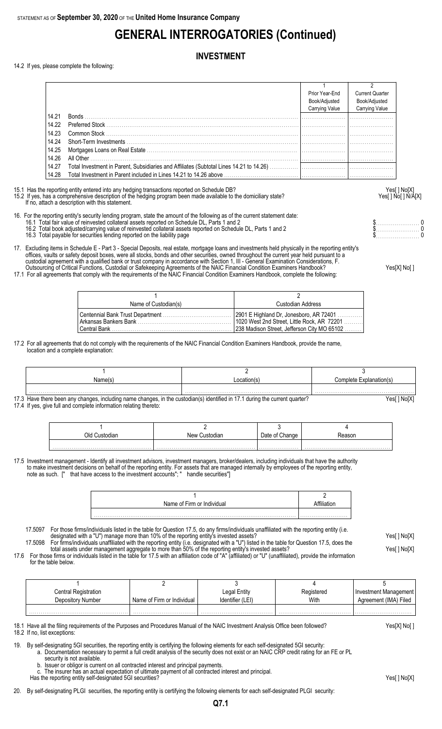# GENERAL INTERROGATORIES (Continued)

## INVESTMENT

14.2 If yes, please complete the following:

| | | 1<br>Prior Year-End<br>Book/Adjusted<br>Carrying Value | 2<br>Current Quarter<br>Book/Adjusted<br>Carrying Value |
|---|---|---|---|
| 14.21 | Bonds | | |
| 14.22 | Preferred Stock | | |
| 14.23 | Common Stock | | |
| 14.24 | Short-Term Investments | | |
| 14.25 | Mortgages Loans on Real Estate | | |
| 14.26 | All Other | | |
| 14.27 | Total Investment in Parent, Subsidiaries and Affiliates (Subtotal Lines 14.21 to 14.26) | | |
| 14.28 | Total Investment in Parent included in Lines 14.21 to 14.26 above | | |

15.1 Has the reporting entity entered into any hedging transactions reported on Schedule DB? Yes[ ] No[X]

15.2 If yes, has a comprehensive description of the hedging program been made available to the domiciliary state? Yes[ ] No[ ] N/A[X]
If no, attach a description with this statement.

16. For the reporting entity's security lending program, state the amount of the following as of the current statement date:
16.1 Total fair value of reinvested collateral assets reported on Schedule DL, Parts 1 and 2 $ 0
16.2 Total book adjusted/carrying value of reinvested collateral assets reported on Schedule DL, Parts 1 and 2 $ 0
16.3 Total payable for securities lending reported on the liability page $ 0

17. Excluding items in Schedule E - Part 3 - Special Deposits, real estate, mortgage loans and investments held physically in the reporting entity's offices, vaults or safety deposit boxes, were all stocks, bonds and other securities, owned throughout the current year held pursuant to a custodial agreement with a qualified bank or trust company in accordance with Section 1, III - General Examination Considerations, F. Outsourcing of Critical Functions, Custodial or Safekeeping Agreements of the NAIC Financial Condition Examiners Handbook? Yes[X] No[ ]

17.1 For all agreements that comply with the requirements of the NAIC Financial Condition Examiners Handbook, complete the following:

| 1<br>Name of Custodian(s) | 2<br>Custodian Address |
|---|---|
| Centennial Bank Trust Department | 2901 E Highland Dr, Jonesboro, AR 72401 |
| Arkansas Bankers Bank | 1020 West 2nd Street, Little Rock, AR 72201 |
| Central Bank | 238 Madison Street, Jefferson City MO 65102 |

17.2 For all agreements that do not comply with the requirements of the NAIC Financial Condition Examiners Handbook, provide the name, location and a complete explanation:

| 1<br>Name(s) | 2<br>Location(s) | 3<br>Complete Explanation(s) |
|---|---|---|
| | | |

17.3 Have there been any changes, including name changes, in the custodian(s) identified in 17.1 during the current quarter? Yes[ ] No[X]

17.4 If yes, give full and complete information relating thereto:

| 1<br>Old Custodian | 2<br>New Custodian | 3<br>Date of Change | 4<br>Reason |
|---|---|---|---|
| | | | |

17.5 Investment management - Identify all investment advisors, investment managers, broker/dealers, including individuals that have the authority to make investment decisions on behalf of the reporting entity. For assets that are managed internally by employees of the reporting entity, note as such. [" that have access to the investment accounts"; " handle securities"]

| 1<br>Name of Firm or Individual | 2<br>Affiliation |
|---|---|
| | |

17.5097 For those firms/individuals listed in the table for Question 17.5, do any firms/individuals unaffiliated with the reporting entity (i.e. designated with a "U") manage more than 10% of the reporting entity's invested assets? Yes[ ] No[X]

17.5098 For firms/individuals unaffiliated with the reporting entity (i.e. designated with a "U") listed in the table for Question 17.5, does the total assets under management aggregate to more than 50% of the reporting entity's invested assets? Yes[ ] No[X]

17.6 For those firms or individuals listed in the table for 17.5 with an affiliation code of "A" (affiliated) or "U" (unaffiliated), provide the information for the table below.

| 1<br>Central Registration<br>Depository Number | 2<br>Name of Firm or Individual | 3<br>Legal Entity<br>Identifier (LEI) | 4<br>Registered<br>With | 5<br>Investment Management<br>Agreement (IMA) Filed |
|---|---|---|---|---|
| | | | | |

18.1 Have all the filing requirements of the Purposes and Procedures Manual of the NAIC Investment Analysis Office been followed? Yes[X] No[ ]

18.2 If no, list exceptions:

19. By self-designating 5GI securities, the reporting entity is certifying the following elements for each self-designated 5GI security:
a. Documentation necessary to permit a full credit analysis of the security does not exist or an NAIC CRP credit rating for an FE or PL security is not available.
b. Issuer or obligor is current on all contracted interest and principal payments.
c. The insurer has an actual expectation of ultimate payment of all contracted interest and principal.
Has the reporting entity self-designated 5GI securities? Yes[ ] No[X]

20. By self-designating PLGI securities, the reporting entity is certifying the following elements for each self-designated PLGI security: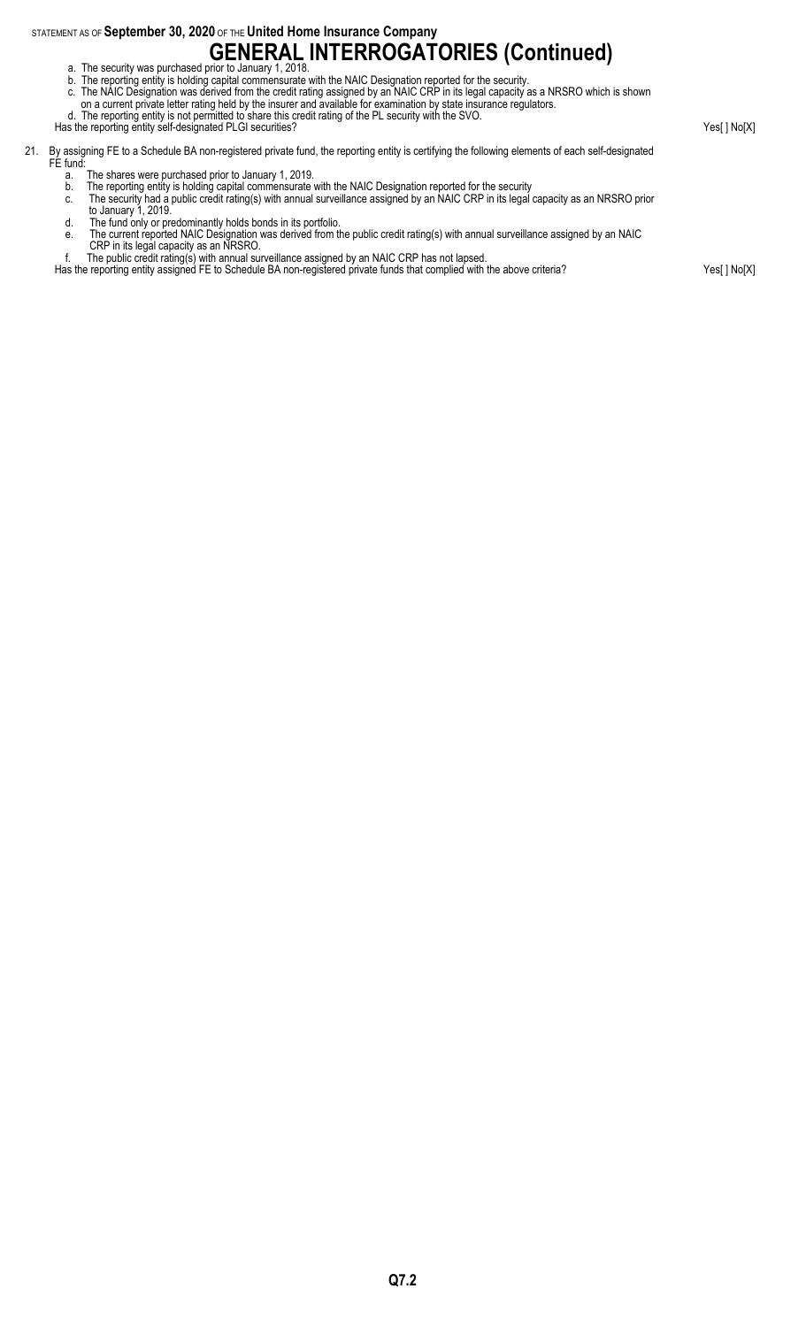# GENERAL INTERROGATORIES (Continued)

a. The security was purchased prior to January 1, 2018.
b. The reporting entity is holding capital commensurate with the NAIC Designation reported for the security.
c. The NAIC Designation was derived from the credit rating assigned by an NAIC CRP in its legal capacity as a NRSRO which is shown on a current private letter rating held by the insurer and available for examination by state insurance regulators.
d. The reporting entity is not permitted to share this credit rating of the PL security with the SVO.

Has the reporting entity self-designated PLGI securities? Yes[ ] No[X]

21. By assigning FE to a Schedule BA non-registered private fund, the reporting entity is certifying the following elements of each self-designated FE fund:
    a. The shares were purchased prior to January 1, 2019.
    b. The reporting entity is holding capital commensurate with the NAIC Designation reported for the security
    c. The security had a public credit rating(s) with annual surveillance assigned by an NAIC CRP in its legal capacity as an NRSRO prior to January 1, 2019.
    d. The fund only or predominantly holds bonds in its portfolio.
    e. The current reported NAIC Designation was derived from the public credit rating(s) with annual surveillance assigned by an NAIC CRP in its legal capacity as an NRSRO.
    f. The public credit rating(s) with annual surveillance assigned by an NAIC CRP has not lapsed.

    Has the reporting entity assigned FE to Schedule BA non-registered private funds that complied with the above criteria? Yes[ ] No[X]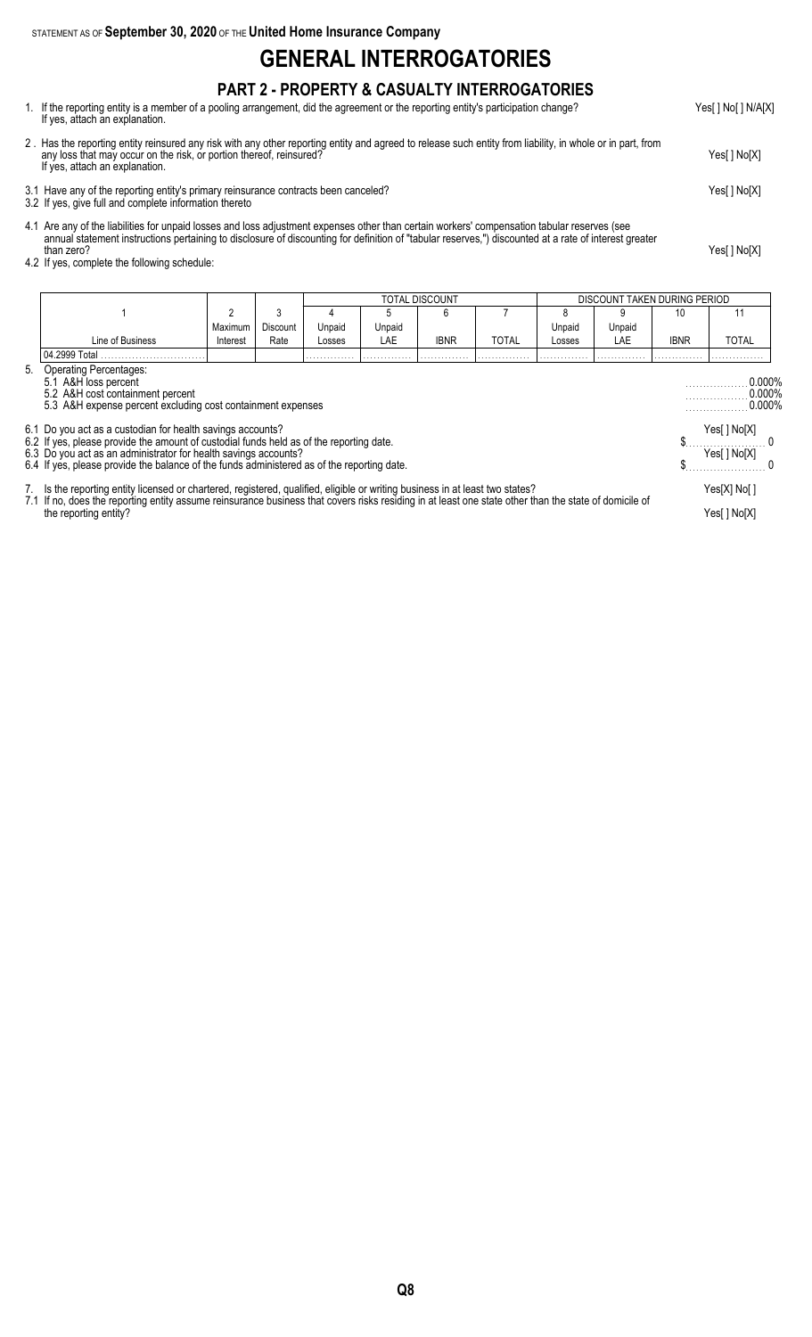STATEMENT AS OF **September 30, 2020** OF THE **United Home Insurance Company**

# GENERAL INTERROGATORIES

## PART 2 - PROPERTY & CASUALTY INTERROGATORIES

1. If the reporting entity is a member of a pooling arrangement, did the agreement or the reporting entity's participation change? If yes, attach an explanation. Yes[ ] No[ ] N/A[X]

2 . Has the reporting entity reinsured any risk with any other reporting entity and agreed to release such entity from liability, in whole or in part, from any loss that may occur on the risk, or portion thereof, reinsured? If yes, attach an explanation. Yes[ ] No[X]

3.1 Have any of the reporting entity's primary reinsurance contracts been canceled? Yes[ ] No[X]

3.2 If yes, give full and complete information thereto

4.1 Are any of the liabilities for unpaid losses and loss adjustment expenses other than certain workers' compensation tabular reserves (see annual statement instructions pertaining to disclosure of discounting for definition of "tabular reserves,") discounted at a rate of interest greater than zero? Yes[ ] No[X]

4.2 If yes, complete the following schedule:

| | | | TOTAL DISCOUNT | | | | DISCOUNT TAKEN DURING PERIOD | | | |
|---|---|---|---|---|---|---|---|---|---|---|
| 1 | 2 | 3 | 4 | 5 | 6 | 7 | 8 | 9 | 10 | 11 |
| Line of Business | Maximum Interest | Discount Rate | Unpaid Losses | Unpaid LAE | IBNR | TOTAL | Unpaid Losses | Unpaid LAE | IBNR | TOTAL |
| 04.2999 Total | | | | | | | | | | |

5. Operating Percentages:
   - 5.1 A&H loss percent 0.000%
   - 5.2 A&H cost containment percent 0.000%
   - 5.3 A&H expense percent excluding cost containment expenses 0.000%

6.1 Do you act as a custodian for health savings accounts? Yes[ ] No[X]

6.2 If yes, please provide the amount of custodial funds held as of the reporting date. $ 0

6.3 Do you act as an administrator for health savings accounts? Yes[ ] No[X]

6.4 If yes, please provide the balance of the funds administered as of the reporting date. $ 0

7. Is the reporting entity licensed or chartered, registered, qualified, eligible or writing business in at least two states? Yes[X] No[ ]

7.1 If no, does the reporting entity assume reinsurance business that covers risks residing in at least one state other than the state of domicile of the reporting entity? Yes[ ] No[X]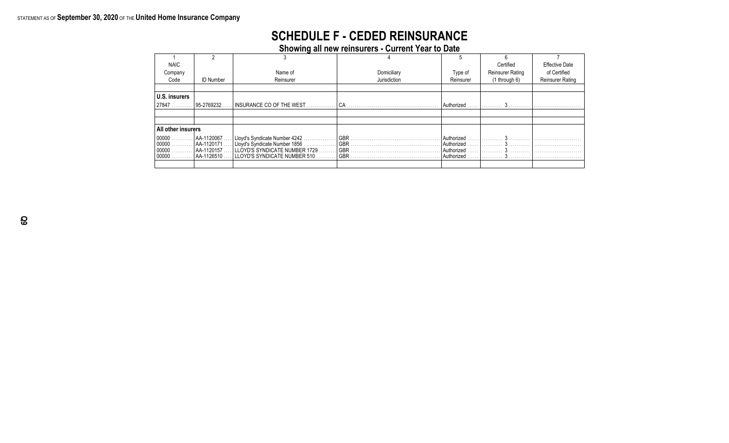STATEMENT AS OF **September 30, 2020** OF THE **United Home Insurance Company**

# SCHEDULE F - CEDED REINSURANCE

## Showing all new reinsurers - Current Year to Date

| 1<br>NAIC<br>Company<br>Code | 2<br><br><br>ID Number | 3<br><br>Name of<br>Reinsurer | 4<br><br>Domiciliary<br>Jurisdiction | 5<br><br>Type of<br>Reinsurer | 6<br>Certified<br>Reinsurer Rating<br>(1 through 6) | 7<br>Effective Date<br>of Certified<br>Reinsurer Rating |
|---|---|---|---|---|---|---|
| **U.S. insurers** | | | | | | |
| 27847 | 95-2769232 | INSURANCE CO OF THE WEST | CA | Authorized | 3 | |
| **All other insurers** | | | | | | |
| 00000 | AA-1120067 | Lloyd's Syndicate Number 4242 | GBR | Authorized | 3 | |
| 00000 | AA-1120171 | Lloyd's Syndicate Number 1856 | GBR | Authorized | 3 | |
| 00000 | AA-1120157 | LLOYD'S SYNDICATE NUMBER 1729 | GBR | Authorized | 3 | |
| 00000 | AA-1126510 | LLOYD'S SYNDICATE NUMBER 510 | GBR | Authorized | 3 | |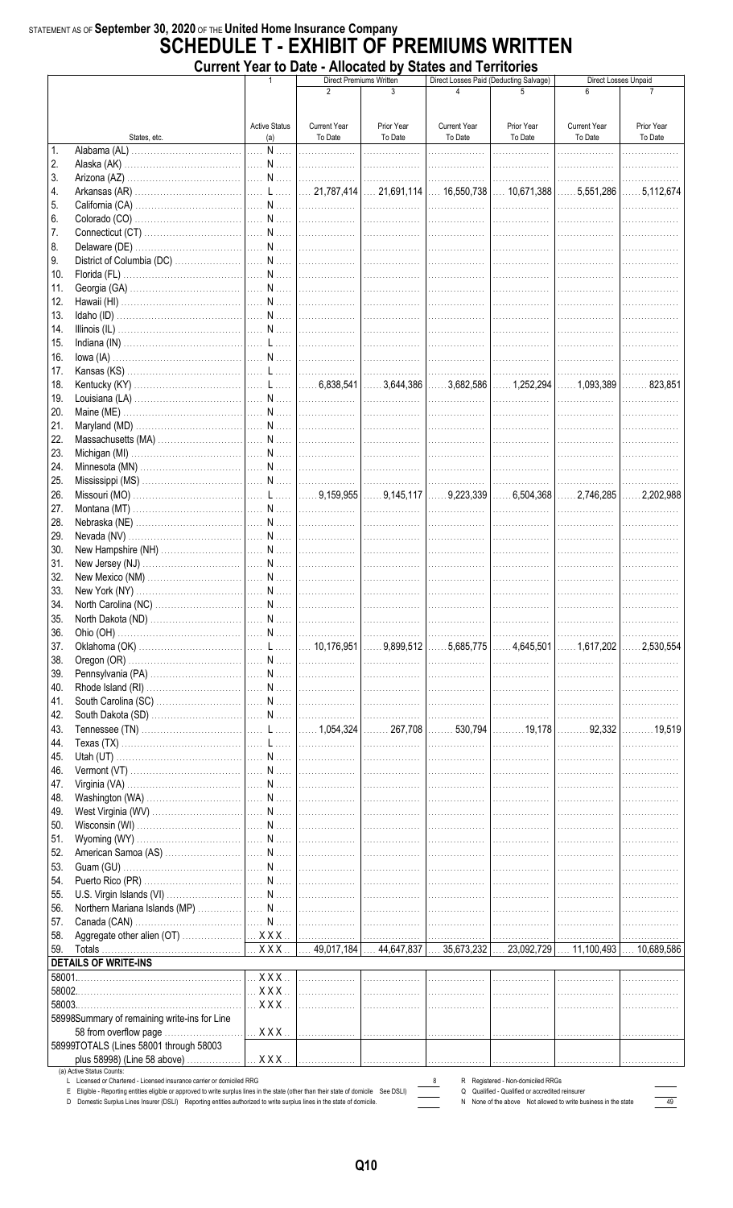STATEMENT AS OF **September 30, 2020** OF THE **United Home Insurance Company**

# SCHEDULE T - EXHIBIT OF PREMIUMS WRITTEN

## Current Year to Date - Allocated by States and Territories

| | States, etc. | 1 Active Status (a) | Direct Premiums Written 2 Current Year To Date | 3 Prior Year To Date | Direct Losses Paid (Deducting Salvage) 4 Current Year To Date | 5 Prior Year To Date | Direct Losses Unpaid 6 Current Year To Date | 7 Prior Year To Date |
|---|---|---|---|---|---|---|---|---|
| 1. | Alabama (AL) | N | | | | | | |
| 2. | Alaska (AK) | N | | | | | | |
| 3. | Arizona (AZ) | N | | | | | | |
| 4. | Arkansas (AR) | L | 21,787,414 | 21,691,114 | 16,550,738 | 10,671,388 | 5,551,286 | 5,112,674 |
| 5. | California (CA) | N | | | | | | |
| 6. | Colorado (CO) | N | | | | | | |
| 7. | Connecticut (CT) | N | | | | | | |
| 8. | Delaware (DE) | N | | | | | | |
| 9. | District of Columbia (DC) | N | | | | | | |
| 10. | Florida (FL) | N | | | | | | |
| 11. | Georgia (GA) | N | | | | | | |
| 12. | Hawaii (HI) | N | | | | | | |
| 13. | Idaho (ID) | N | | | | | | |
| 14. | Illinois (IL) | N | | | | | | |
| 15. | Indiana (IN) | L | | | | | | |
| 16. | Iowa (IA) | N | | | | | | |
| 17. | Kansas (KS) | L | | | | | | |
| 18. | Kentucky (KY) | L | 6,838,541 | 3,644,386 | 3,682,586 | 1,252,294 | 1,093,389 | 823,851 |
| 19. | Louisiana (LA) | N | | | | | | |
| 20. | Maine (ME) | N | | | | | | |
| 21. | Maryland (MD) | N | | | | | | |
| 22. | Massachusetts (MA) | N | | | | | | |
| 23. | Michigan (MI) | N | | | | | | |
| 24. | Minnesota (MN) | N | | | | | | |
| 25. | Mississippi (MS) | N | | | | | | |
| 26. | Missouri (MO) | L | 9,159,955 | 9,145,117 | 9,223,339 | 6,504,368 | 2,746,285 | 2,202,988 |
| 27. | Montana (MT) | N | | | | | | |
| 28. | Nebraska (NE) | N | | | | | | |
| 29. | Nevada (NV) | N | | | | | | |
| 30. | New Hampshire (NH) | N | | | | | | |
| 31. | New Jersey (NJ) | N | | | | | | |
| 32. | New Mexico (NM) | N | | | | | | |
| 33. | New York (NY) | N | | | | | | |
| 34. | North Carolina (NC) | N | | | | | | |
| 35. | North Dakota (ND) | N | | | | | | |
| 36. | Ohio (OH) | N | | | | | | |
| 37. | Oklahoma (OK) | L | 10,176,951 | 9,899,512 | 5,685,775 | 4,645,501 | 1,617,202 | 2,530,554 |
| 38. | Oregon (OR) | N | | | | | | |
| 39. | Pennsylvania (PA) | N | | | | | | |
| 40. | Rhode Island (RI) | N | | | | | | |
| 41. | South Carolina (SC) | N | | | | | | |
| 42. | South Dakota (SD) | N | | | | | | |
| 43. | Tennessee (TN) | L | 1,054,324 | 267,708 | 530,794 | 19,178 | 92,332 | 19,519 |
| 44. | Texas (TX) | L | | | | | | |
| 45. | Utah (UT) | N | | | | | | |
| 46. | Vermont (VT) | N | | | | | | |
| 47. | Virginia (VA) | N | | | | | | |
| 48. | Washington (WA) | N | | | | | | |
| 49. | West Virginia (WV) | N | | | | | | |
| 50. | Wisconsin (WI) | N | | | | | | |
| 51. | Wyoming (WY) | N | | | | | | |
| 52. | American Samoa (AS) | N | | | | | | |
| 53. | Guam (GU) | N | | | | | | |
| 54. | Puerto Rico (PR) | N | | | | | | |
| 55. | U.S. Virgin Islands (VI) | N | | | | | | |
| 56. | Northern Mariana Islands (MP) | N | | | | | | |
| 57. | Canada (CAN) | N | | | | | | |
| 58. | Aggregate other alien (OT) | XXX | | | | | | |
| 59. | Totals | XXX | 49,017,184 | 44,647,837 | 35,673,232 | 23,092,729 | 11,100,493 | 10,689,586 |
| | **DETAILS OF WRITE-INS** | | | | | | | |
| 58001. | | XXX | | | | | | |
| 58002. | | XXX | | | | | | |
| 58003. | | XXX | | | | | | |
| 58998. | Summary of remaining write-ins for Line 58 from overflow page | XXX | | | | | | |
| 58999. | TOTALS (Lines 58001 through 58003 plus 58998) (Line 58 above) | XXX | | | | | | |

(a) Active Status Counts:

L Licensed or Chartered - Licensed insurance carrier or domiciled RRG ..... 8

E Eligible - Reporting entities eligible or approved to write surplus lines in the state (other than their state of domicile See DSLI) .....

D Domestic Surplus Lines Insurer (DSLI) Reporting entities authorized to write surplus lines in the state of domicile. .....

R Registered - Non-domiciled RRGs .....

Q Qualified - Qualified or accredited reinsurer .....

N None of the above Not allowed to write business in the state ..... 49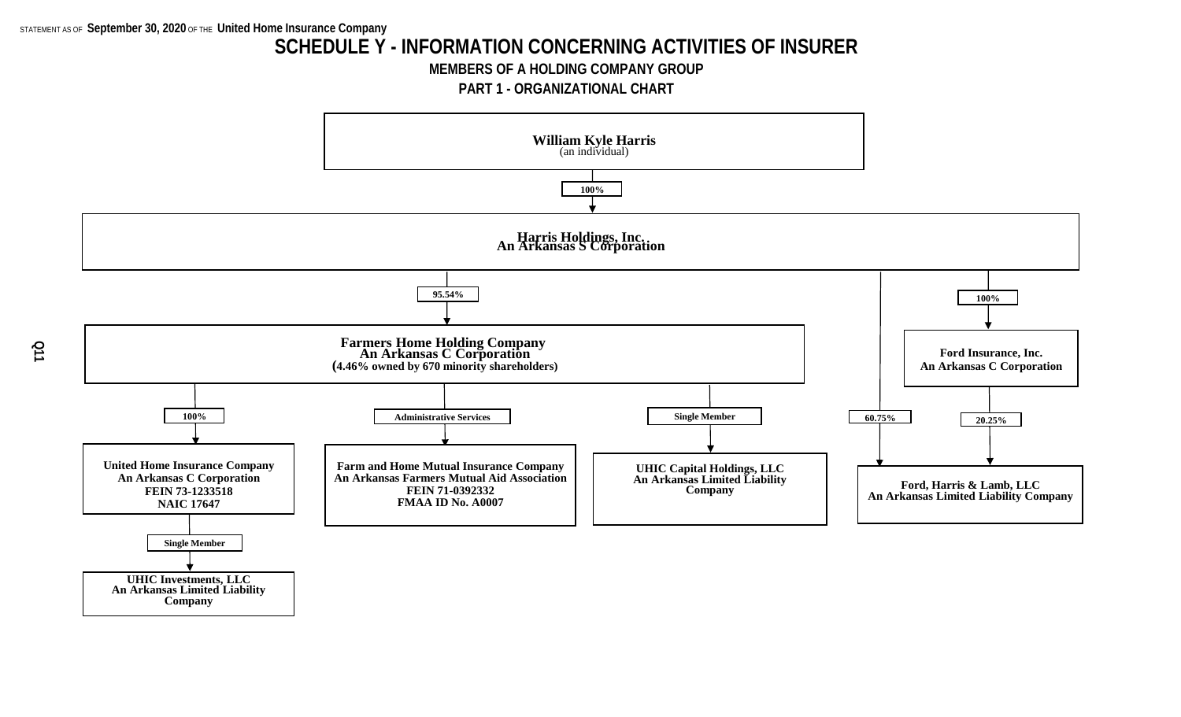# SCHEDULE Y - INFORMATION CONCERNING ACTIVITIES OF INSURER

## MEMBERS OF A HOLDING COMPANY GROUP

## PART 1 - ORGANIZATIONAL CHART

**William Kyle Harris**
(an individual)

↓ 100%

**Harris Holdings, Inc.**
**An Arkansas S Corporation**

- ↓ 95.54% → **Farmers Home Holding Company**, **An Arkansas C Corporation** (**4.46% owned by 670 minority shareholders**)
  - ↓ 100% → **United Home Insurance Company**, **An Arkansas C Corporation**, **FEIN 73-1233518**, **NAIC 17647**
    - ↓ Single Member → **UHIC Investments, LLC**, **An Arkansas Limited Liability Company**
  - ↓ Administrative Services → **Farm and Home Mutual Insurance Company**, **An Arkansas Farmers Mutual Aid Association**, **FEIN 71-0392332**, **FMAA ID No. A0007**
  - ↓ Single Member → **UHIC Capital Holdings, LLC**, **An Arkansas Limited Liability Company**
- ↓ 60.75% → **Ford, Harris & Lamb, LLC**, **An Arkansas Limited Liability Company**
- ↓ 100% → **Ford Insurance, Inc.**, **An Arkansas C Corporation**
  - ↓ 20.25% → **Ford, Harris & Lamb, LLC**, **An Arkansas Limited Liability Company**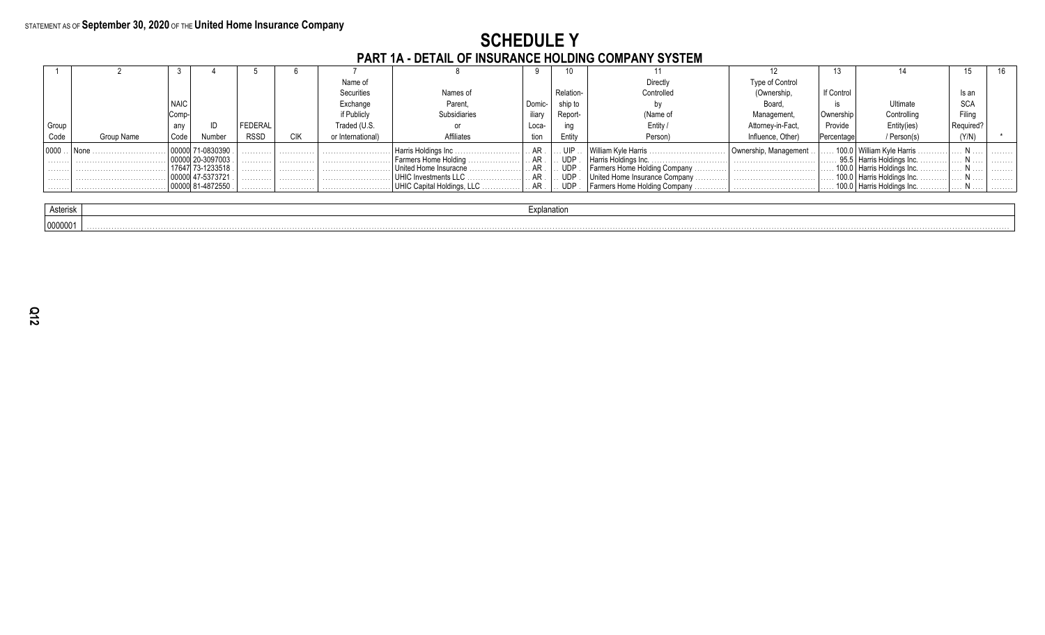STATEMENT AS OF **September 30, 2020** OF THE **United Home Insurance Company**

# SCHEDULE Y

## PART 1A - DETAIL OF INSURANCE HOLDING COMPANY SYSTEM

| 1 | 2 | 3 | 4 | 5 | 6 | 7 | 8 | 9 | 10 | 11 | 12 | 13 | 14 | 15 | 16 |
|---|---|---|---|---|---|---|---|---|---|---|---|---|---|---|---|
| Group Code | Group Name | NAIC Company Code | ID Number | FEDERAL RSSD | CIK | Name of Securities Exchange if Publicly Traded (U.S. or International) | Names of Parent, Subsidiaries or Affiliates | Domiciliary Location | Relationship to Reporting Entity | Directly Controlled by (Name of Entity / Person) | Type of Control (Ownership, Board, Management, Attorney-in-Fact, Influence, Other) | If Control is Ownership Provide Percentage | Ultimate Controlling Entity(ies) / Person(s) | Is an SCA Filing Required? (Y/N) | * |
| 0000 | None | 00000 | 71-0830390 | | | | Harris Holdings Inc | AR | UIP | William Kyle Harris | Ownership, Management | 100.0 | William Kyle Harris | N | |
| | | 00000 | 20-3097003 | | | | Farmers Home Holding | AR | UDP | Harris Holdings Inc. | | 95.5 | Harris Holdings Inc. | N | |
| | | 17647 | 73-1233518 | | | | United Home Insuracne | AR | UDP | Farmers Home Holding Company | | 100.0 | Harris Holdings Inc. | N | |
| | | 00000 | 47-5373721 | | | | UHIC Investments LLC | AR | UDP | United Home Insurance Company | | 100.0 | Harris Holdings Inc. | N | |
| | | 00000 | 81-4872550 | | | | UHIC Capital Holdings, LLC | AR | UDP | Farmers Home Holding Company | | 100.0 | Harris Holdings Inc. | N | |

| Asterisk | Explanation |
|---|---|
| 0000001 | |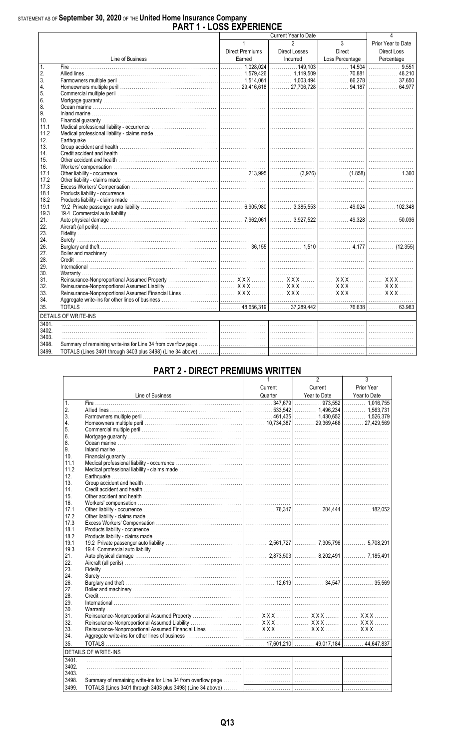STATEMENT AS OF **September 30, 2020** OF THE **United Home Insurance Company**

# PART 1 - LOSS EXPERIENCE

| | Line of Business | Current Year to Date 1 Direct Premiums Earned | 2 Direct Losses Incurred | 3 Direct Loss Percentage | 4 Prior Year to Date Direct Loss Percentage |
|---|---|---|---|---|---|
| 1. | Fire | 1,028,024 | 149,103 | 14.504 | 9.551 |
| 2. | Allied lines | 1,579,426 | 1,119,509 | 70.881 | 48.210 |
| 3. | Farmowners multiple peril | 1,514,061 | 1,003,494 | 66.278 | 37.650 |
| 4. | Homeowners multiple peril | 29,416,618 | 27,706,728 | 94.187 | 64.977 |
| 5. | Commercial multiple peril | | | | |
| 6. | Mortgage guaranty | | | | |
| 8. | Ocean marine | | | | |
| 9. | Inland marine | | | | |
| 10. | Financial guaranty | | | | |
| 11.1 | Medical professional liability - occurrence | | | | |
| 11.2 | Medical professional liability - claims made | | | | |
| 12. | Earthquake | | | | |
| 13. | Group accident and health | | | | |
| 14. | Credit accident and health | | | | |
| 15. | Other accident and health | | | | |
| 16. | Workers' compensation | | | | |
| 17.1 | Other liability - occurrence | 213,995 | (3,976) | (1.858) | 1.360 |
| 17.2 | Other liability - claims made | | | | |
| 17.3 | Excess Workers' Compensation | | | | |
| 18.1 | Products liability - occurrence | | | | |
| 18.2 | Products liability - claims made | | | | |
| 19.1 | 19.2 Private passenger auto liability | 6,905,980 | 3,385,553 | 49.024 | 102.348 |
| 19.3 | 19.4 Commercial auto liability | | | | |
| 21. | Auto physical damage | 7,962,061 | 3,927,522 | 49.328 | 50.036 |
| 22. | Aircraft (all perils) | | | | |
| 23. | Fidelity | | | | |
| 24. | Surety | | | | |
| 26. | Burglary and theft | 36,155 | 1,510 | 4.177 | (12.355) |
| 27. | Boiler and machinery | | | | |
| 28. | Credit | | | | |
| 29. | International | | | | |
| 30. | Warranty | | | | |
| 31. | Reinsurance-Nonproportional Assumed Property | XXX | XXX | XXX | XXX |
| 32. | Reinsurance-Nonproportional Assumed Liability | XXX | XXX | XXX | XXX |
| 33. | Reinsurance-Nonproportional Assumed Financial Lines | XXX | XXX | XXX | XXX |
| 34. | Aggregate write-ins for other lines of business | | | | |
| 35. | TOTALS | 48,656,319 | 37,289,442 | 76.638 | 63.983 |
| | DETAILS OF WRITE-INS | | | | |
| 3401. | | | | | |
| 3402. | | | | | |
| 3403. | | | | | |
| 3498. | Summary of remaining write-ins for Line 34 from overflow page | | | | |
| 3499. | TOTALS (Lines 3401 through 3403 plus 3498) (Line 34 above) | | | | |

# PART 2 - DIRECT PREMIUMS WRITTEN

| | Line of Business | 1 Current Quarter | 2 Current Year to Date | 3 Prior Year Year to Date |
|---|---|---|---|---|
| 1. | Fire | 347,679 | 973,552 | 1,016,755 |
| 2. | Allied lines | 533,542 | 1,496,234 | 1,563,731 |
| 3. | Farmowners multiple peril | 461,435 | 1,430,652 | 1,526,379 |
| 4. | Homeowners multiple peril | 10,734,387 | 29,369,468 | 27,429,569 |
| 5. | Commercial multiple peril | | | |
| 6. | Mortgage guaranty | | | |
| 8. | Ocean marine | | | |
| 9. | Inland marine | | | |
| 10. | Financial guaranty | | | |
| 11.1 | Medical professional liability - occurrence | | | |
| 11.2 | Medical professional liability - claims made | | | |
| 12. | Earthquake | | | |
| 13. | Group accident and health | | | |
| 14. | Credit accident and health | | | |
| 15. | Other accident and health | | | |
| 16. | Workers' compensation | | | |
| 17.1 | Other liability - occurrence | 76,317 | 204,444 | 182,052 |
| 17.2 | Other liability - claims made | | | |
| 17.3 | Excess Workers' Compensation | | | |
| 18.1 | Products liability - occurrence | | | |
| 18.2 | Products liability - claims made | | | |
| 19.1 | 19.2 Private passenger auto liability | 2,561,727 | 7,305,796 | 5,708,291 |
| 19.3 | 19.4 Commercial auto liability | | | |
| 21. | Auto physical damage | 2,873,503 | 8,202,491 | 7,185,491 |
| 22. | Aircraft (all perils) | | | |
| 23. | Fidelity | | | |
| 24. | Surety | | | |
| 26. | Burglary and theft | 12,619 | 34,547 | 35,569 |
| 27. | Boiler and machinery | | | |
| 28. | Credit | | | |
| 29. | International | | | |
| 30. | Warranty | | | |
| 31. | Reinsurance-Nonproportional Assumed Property | XXX | XXX | XXX |
| 32. | Reinsurance-Nonproportional Assumed Liability | XXX | XXX | XXX |
| 33. | Reinsurance-Nonproportional Assumed Financial Lines | XXX | XXX | XXX |
| 34. | Aggregate write-ins for other lines of business | | | |
| 35. | TOTALS | 17,601,210 | 49,017,184 | 44,647,837 |
| | DETAILS OF WRITE-INS | | | |
| 3401. | | | | |
| 3402. | | | | |
| 3403. | | | | |
| 3498. | Summary of remaining write-ins for Line 34 from overflow page | | | |
| 3499. | TOTALS (Lines 3401 through 3403 plus 3498) (Line 34 above) | | | |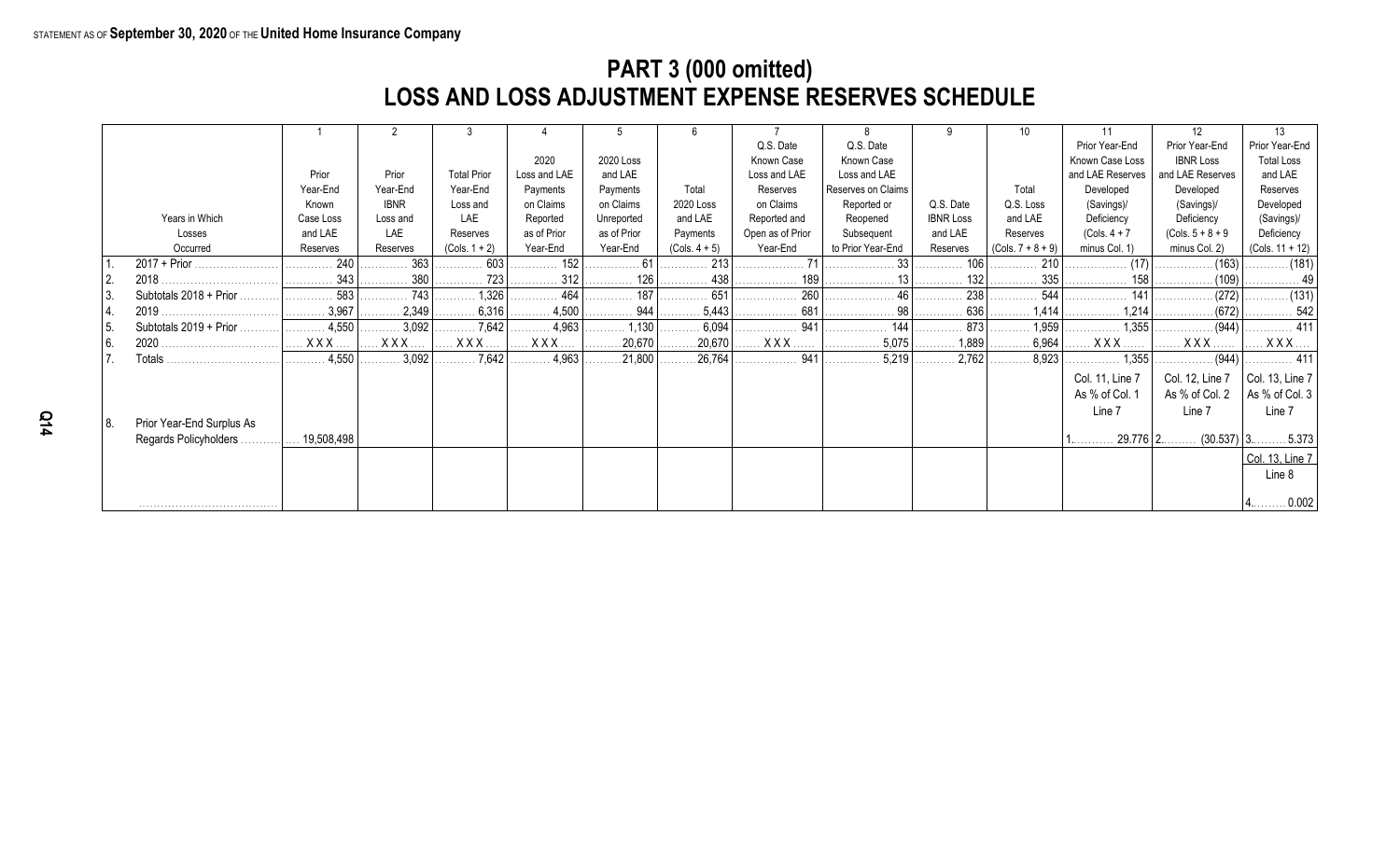STATEMENT AS OF **September 30, 2020** OF THE **United Home Insurance Company**

# PART 3 (000 omitted)
# LOSS AND LOSS ADJUSTMENT EXPENSE RESERVES SCHEDULE

| | Years in Which Losses Occurred | 1<br>Prior Year-End Known Case Loss and LAE Reserves | 2<br>Prior Year-End IBNR Loss and LAE Reserves | 3<br>Total Prior Year-End Loss and LAE Reserves (Cols. 1 + 2) | 4<br>2020 Loss and LAE Payments on Claims Reported as of Prior Year-End | 5<br>2020 Loss and LAE Payments on Claims Unreported as of Prior Year-End | 6<br>Total 2020 Loss and LAE Payments (Cols. 4 + 5) | 7<br>Q.S. Date Known Case Loss and LAE Reserves on Claims Reported and Open as of Prior Year-End | 8<br>Q.S. Date Known Case Loss and LAE Reserves on Claims Reopened or Reported Subsequent to Prior Year-End | 9<br>Q.S. Date IBNR Loss and LAE Reserves | 10<br>Total Q.S. Loss and LAE Reserves (Cols. 7 + 8 + 9) | 11<br>Prior Year-End Known Case Loss and LAE Reserves Developed (Savings)/ Deficiency (Cols. 4 + 7 minus Col. 1) | 12<br>Prior Year-End IBNR Loss and LAE Reserves Developed (Savings)/ Deficiency (Cols. 5 + 8 + 9 minus Col. 2) | 13<br>Prior Year-End Total Loss and LAE Reserves Developed (Savings)/ Deficiency (Cols. 11 + 12) |
|---|---|---|---|---|---|---|---|---|---|---|---|---|---|---|
| 1. | 2017 + Prior | 240 | 363 | 603 | 152 | 61 | 213 | 71 | 33 | 106 | 210 | (17) | (163) | (181) |
| 2. | 2018 | 343 | 380 | 723 | 312 | 126 | 438 | 189 | 13 | 132 | 335 | 158 | (109) | 49 |
| 3. | Subtotals 2018 + Prior | 583 | 743 | 1,326 | 464 | 187 | 651 | 260 | 46 | 238 | 544 | 141 | (272) | (131) |
| 4. | 2019 | 3,967 | 2,349 | 6,316 | 4,500 | 944 | 5,443 | 681 | 98 | 636 | 1,414 | 1,214 | (672) | 542 |
| 5. | Subtotals 2019 + Prior | 4,550 | 3,092 | 7,642 | 4,963 | 1,130 | 6,094 | 941 | 144 | 873 | 1,959 | 1,355 | (944) | 411 |
| 6. | 2020 | XXX | XXX | XXX | XXX | 20,670 | 20,670 | XXX | 5,075 | 1,889 | 6,964 | XXX | XXX | XXX |
| 7. | Totals | 4,550 | 3,092 | 7,642 | 4,963 | 21,800 | 26,764 | 941 | 5,219 | 2,762 | 8,923 | 1,355 | (944) | 411 |
| | | | | | | | | | | | | Col. 11, Line 7 As % of Col. 1 Line 7 | Col. 12, Line 7 As % of Col. 2 Line 7 | Col. 13, Line 7 As % of Col. 3 Line 7 |
| 8. | Prior Year-End Surplus As Regards Policyholders | 19,508,498 | | | | | | | | | | 1. 29.776 | 2. (30.537) | 3. 5.373 |
| | | | | | | | | | | | | | | Col. 13, Line 7 Line 8 |
| | | | | | | | | | | | | | | 4. 0.002 |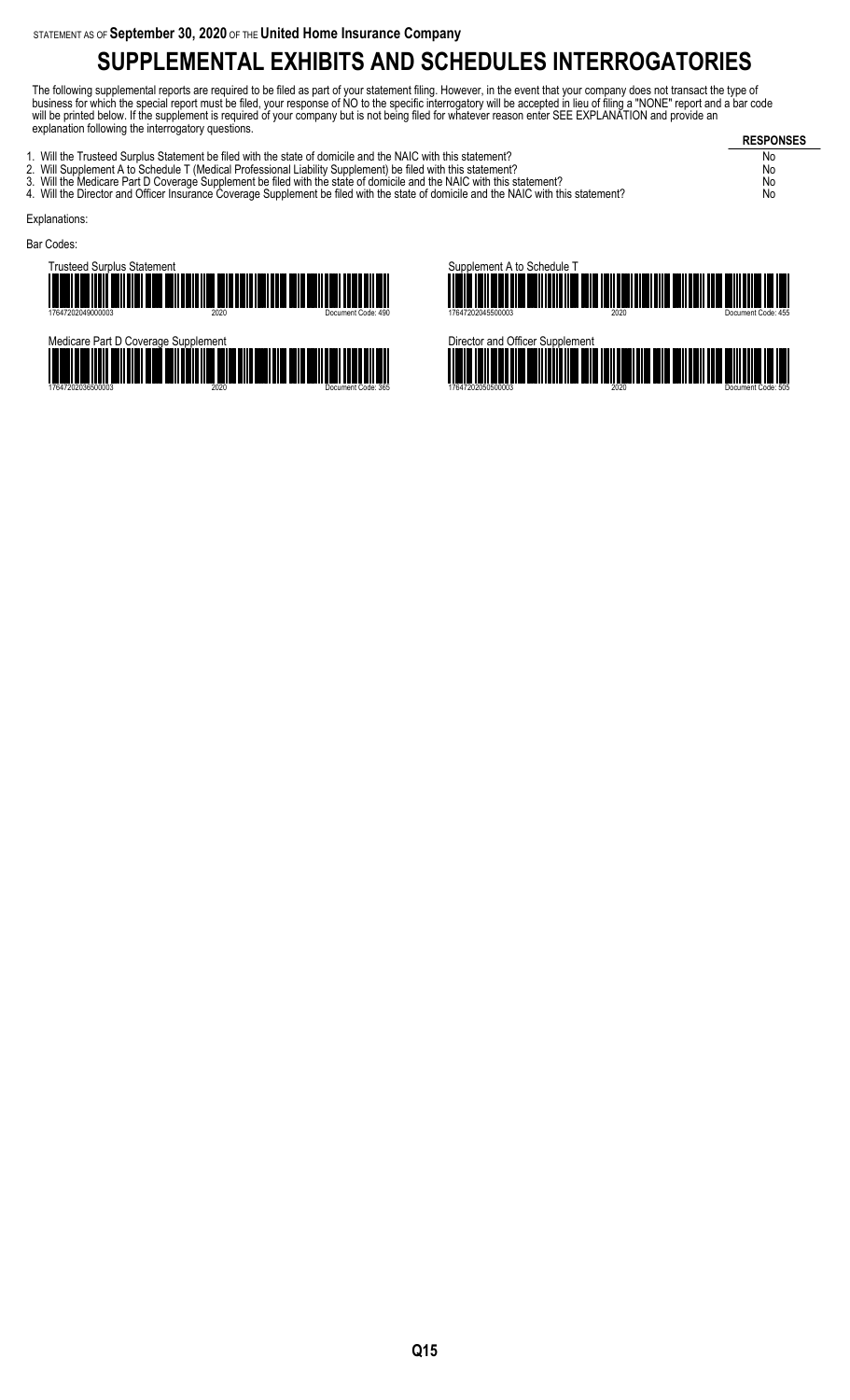# SUPPLEMENTAL EXHIBITS AND SCHEDULES INTERROGATORIES

The following supplemental reports are required to be filed as part of your statement filing. However, in the event that your company does not transact the type of business for which the special report must be filed, your response of NO to the specific interrogatory will be accepted in lieu of filing a "NONE" report and a bar code will be printed below. If the supplement is required of your company but is not being filed for whatever reason enter SEE EXPLANATION and provide an explanation following the interrogatory questions.

| | RESPONSES |
|---|---|
| 1. Will the Trusteed Surplus Statement be filed with the state of domicile and the NAIC with this statement? | No |
| 2. Will Supplement A to Schedule T (Medical Professional Liability Supplement) be filed with this statement? | No |
| 3. Will the Medicare Part D Coverage Supplement be filed with the state of domicile and the NAIC with this statement? | No |
| 4. Will the Director and Officer Insurance Coverage Supplement be filed with the state of domicile and the NAIC with this statement? | No |

Explanations:

Bar Codes:

Trusteed Surplus Statement
17647202049000003 2020 Document Code: 490

Supplement A to Schedule T
17647202045500003 2020 Document Code: 455

Medicare Part D Coverage Supplement
17647202036500003 2020 Document Code: 365

Director and Officer Supplement
17647202050500003 2020 Document Code: 505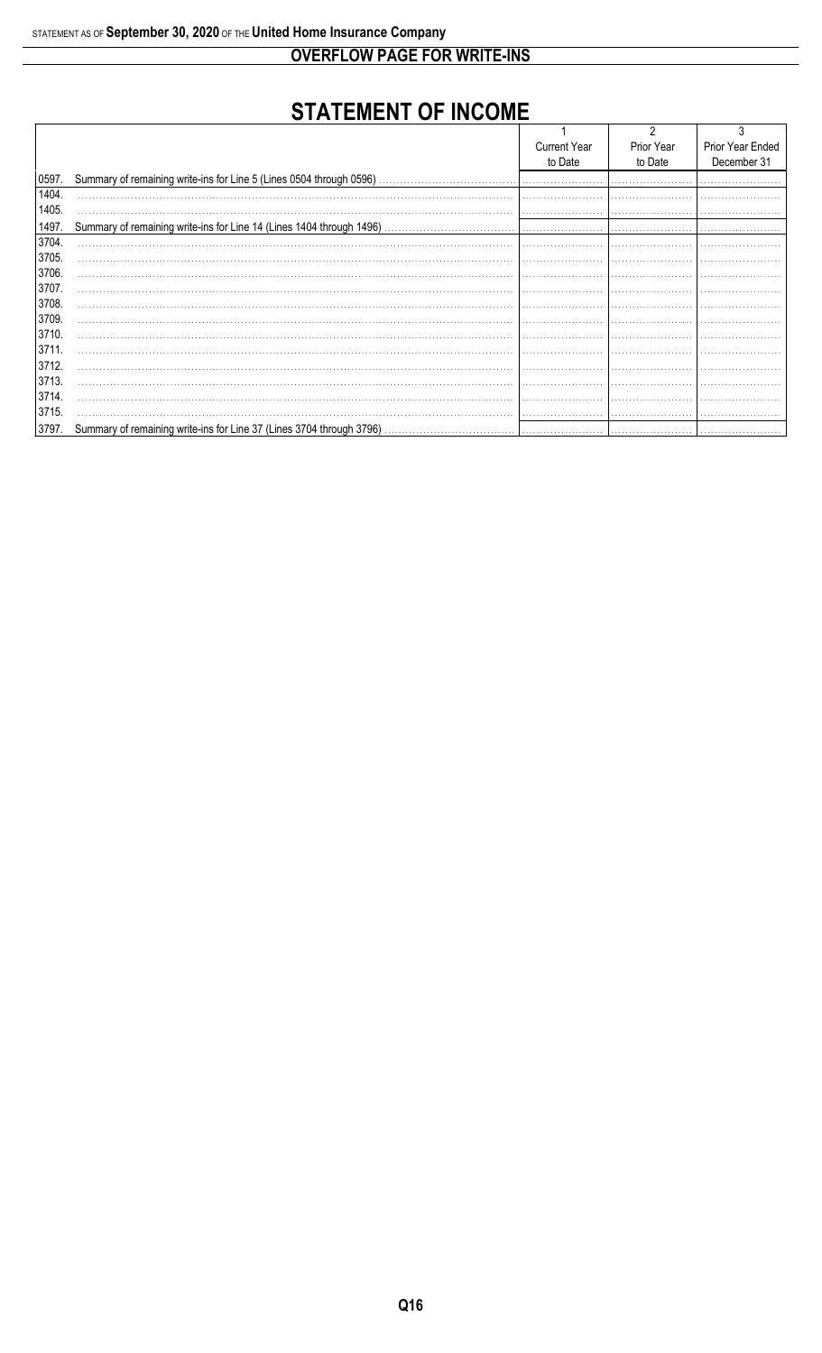## OVERFLOW PAGE FOR WRITE-INS

# STATEMENT OF INCOME

| | | 1<br>Current Year to Date | 2<br>Prior Year to Date | 3<br>Prior Year Ended December 31 |
|---|---|---|---|---|
| 0597. | Summary of remaining write-ins for Line 5 (Lines 0504 through 0596) | | | |
| 1404. | | | | |
| 1405. | | | | |
| 1497. | Summary of remaining write-ins for Line 14 (Lines 1404 through 1496) | | | |
| 3704. | | | | |
| 3705. | | | | |
| 3706. | | | | |
| 3707. | | | | |
| 3708. | | | | |
| 3709. | | | | |
| 3710. | | | | |
| 3711. | | | | |
| 3712. | | | | |
| 3713. | | | | |
| 3714. | | | | |
| 3715. | | | | |
| 3797. | Summary of remaining write-ins for Line 37 (Lines 3704 through 3796) | | | |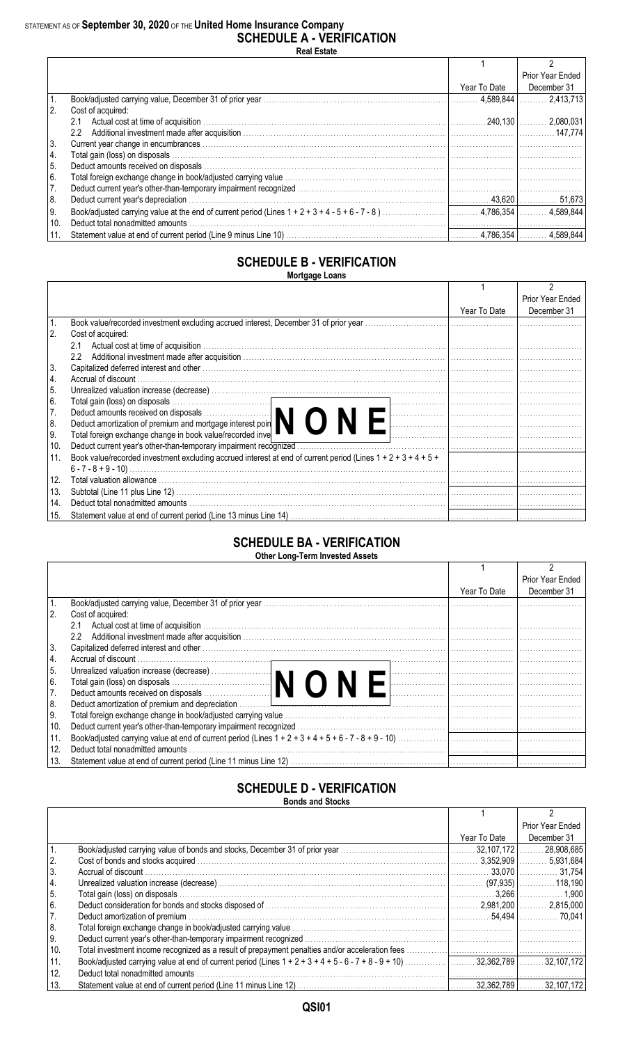STATEMENT AS OF **September 30, 2020** OF THE **United Home Insurance Company**

# SCHEDULE A - VERIFICATION

**Real Estate**

| | | 1<br>Year To Date | 2<br>Prior Year Ended December 31 |
|---|---|---|---|
| 1. | Book/adjusted carrying value, December 31 of prior year | 4,589,844 | 2,413,713 |
| 2. | Cost of acquired: | | |
| | 2.1 Actual cost at time of acquisition | 240,130 | 2,080,031 |
| | 2.2 Additional investment made after acquisition | | 147,774 |
| 3. | Current year change in encumbrances | | |
| 4. | Total gain (loss) on disposals | | |
| 5. | Deduct amounts received on disposals | | |
| 6. | Total foreign exchange change in book/adjusted carrying value | | |
| 7. | Deduct current year's other-than-temporary impairment recognized | | |
| 8. | Deduct current year's depreciation | 43,620 | 51,673 |
| 9. | Book/adjusted carrying value at the end of current period (Lines 1 + 2 + 3 + 4 - 5 + 6 - 7 - 8 ) | 4,786,354 | 4,589,844 |
| 10. | Deduct total nonadmitted amounts | | |
| 11. | Statement value at end of current period (Line 9 minus Line 10) | 4,786,354 | 4,589,844 |

# SCHEDULE B - VERIFICATION

**Mortgage Loans**

**N O N E**

| | | 1<br>Year To Date | 2<br>Prior Year Ended December 31 |
|---|---|---|---|
| 1. | Book value/recorded investment excluding accrued interest, December 31 of prior year | | |
| 2. | Cost of acquired: | | |
| | 2.1 Actual cost at time of acquisition | | |
| | 2.2 Additional investment made after acquisition | | |
| 3. | Capitalized deferred interest and other | | |
| 4. | Accrual of discount | | |
| 5. | Unrealized valuation increase (decrease) | | |
| 6. | Total gain (loss) on disposals | | |
| 7. | Deduct amounts received on disposals | | |
| 8. | Deduct amortization of premium and mortgage interest points and commitment fees | | |
| 9. | Total foreign exchange change in book value/recorded investment excluding accrued interest | | |
| 10. | Deduct current year's other-than-temporary impairment recognized | | |
| 11. | Book value/recorded investment excluding accrued interest at end of current period (Lines 1 + 2 + 3 + 4 + 5 + 6 - 7 - 8 + 9 - 10) | | |
| 12. | Total valuation allowance | | |
| 13. | Subtotal (Line 11 plus Line 12) | | |
| 14. | Deduct total nonadmitted amounts | | |
| 15. | Statement value at end of current period (Line 13 minus Line 14) | | |

# SCHEDULE BA - VERIFICATION

**Other Long-Term Invested Assets**

**N O N E**

| | | 1<br>Year To Date | 2<br>Prior Year Ended December 31 |
|---|---|---|---|
| 1. | Book/adjusted carrying value, December 31 of prior year | | |
| 2. | Cost of acquired: | | |
| | 2.1 Actual cost at time of acquisition | | |
| | 2.2 Additional investment made after acquisition | | |
| 3. | Capitalized deferred interest and other | | |
| 4. | Accrual of discount | | |
| 5. | Unrealized valuation increase (decrease) | | |
| 6. | Total gain (loss) on disposals | | |
| 7. | Deduct amounts received on disposals | | |
| 8. | Deduct amortization of premium and depreciation | | |
| 9. | Total foreign exchange change in book/adjusted carrying value | | |
| 10. | Deduct current year's other-than-temporary impairment recognized | | |
| 11. | Book/adjusted carrying value at end of current period (Lines 1 + 2 + 3 + 4 + 5 + 6 - 7 - 8 + 9 - 10) | | |
| 12. | Deduct total nonadmitted amounts | | |
| 13. | Statement value at end of current period (Line 11 minus Line 12) | | |

# SCHEDULE D - VERIFICATION

**Bonds and Stocks**

| | | 1<br>Year To Date | 2<br>Prior Year Ended December 31 |
|---|---|---|---|
| 1. | Book/adjusted carrying value of bonds and stocks, December 31 of prior year | 32,107,172 | 28,908,685 |
| 2. | Cost of bonds and stocks acquired | 3,352,909 | 5,931,684 |
| 3. | Accrual of discount | 33,070 | 31,754 |
| 4. | Unrealized valuation increase (decrease) | (97,935) | 118,190 |
| 5. | Total gain (loss) on disposals | 3,266 | 1,900 |
| 6. | Deduct consideration for bonds and stocks disposed of | 2,981,200 | 2,815,000 |
| 7. | Deduct amortization of premium | 54,494 | 70,041 |
| 8. | Total foreign exchange change in book/adjusted carrying value | | |
| 9. | Deduct current year's other-than-temporary impairment recognized | | |
| 10. | Total investment income recognized as a result of prepayment penalties and/or acceleration fees | | |
| 11. | Book/adjusted carrying value at end of current period (Lines 1 + 2 + 3 + 4 + 5 - 6 - 7 + 8 - 9 + 10) | 32,362,789 | 32,107,172 |
| 12. | Deduct total nonadmitted amounts | | |
| 13. | Statement value at end of current period (Line 11 minus Line 12) | 32,362,789 | 32,107,172 |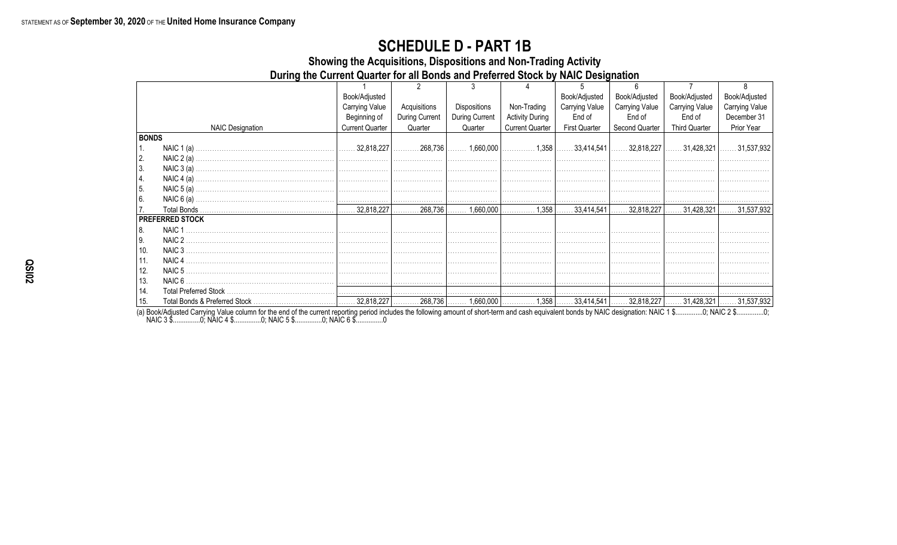STATEMENT AS OF **September 30, 2020** OF THE **United Home Insurance Company**

# SCHEDULE D - PART 1B

## Showing the Acquisitions, Dispositions and Non-Trading Activity During the Current Quarter for all Bonds and Preferred Stock by NAIC Designation

| | | 1 | 2 | 3 | 4 | 5 | 6 | 7 | 8 |
|---|---|---|---|---|---|---|---|---|---|
| | NAIC Designation | Book/Adjusted Carrying Value Beginning of Current Quarter | Acquisitions During Current Quarter | Dispositions During Current Quarter | Non-Trading Activity During Current Quarter | Book/Adjusted Carrying Value End of First Quarter | Book/Adjusted Carrying Value End of Second Quarter | Book/Adjusted Carrying Value End of Third Quarter | Book/Adjusted Carrying Value December 31 Prior Year |
| **BONDS** | | | | | | | | | |
| 1. | NAIC 1 (a) | 32,818,227 | 268,736 | 1,660,000 | 1,358 | 33,414,541 | 32,818,227 | 31,428,321 | 31,537,932 |
| 2. | NAIC 2 (a) | | | | | | | | |
| 3. | NAIC 3 (a) | | | | | | | | |
| 4. | NAIC 4 (a) | | | | | | | | |
| 5. | NAIC 5 (a) | | | | | | | | |
| 6. | NAIC 6 (a) | | | | | | | | |
| 7. | Total Bonds | 32,818,227 | 268,736 | 1,660,000 | 1,358 | 33,414,541 | 32,818,227 | 31,428,321 | 31,537,932 |
| **PREFERRED STOCK** | | | | | | | | | |
| 8. | NAIC 1 | | | | | | | | |
| 9. | NAIC 2 | | | | | | | | |
| 10. | NAIC 3 | | | | | | | | |
| 11. | NAIC 4 | | | | | | | | |
| 12. | NAIC 5 | | | | | | | | |
| 13. | NAIC 6 | | | | | | | | |
| 14. | Total Preferred Stock | | | | | | | | |
| 15. | Total Bonds & Preferred Stock | 32,818,227 | 268,736 | 1,660,000 | 1,358 | 33,414,541 | 32,818,227 | 31,428,321 | 31,537,932 |

(a) Book/Adjusted Carrying Value column for the end of the current reporting period includes the following amount of short-term and cash equivalent bonds by NAIC designation: NAIC 1 $..............0; NAIC 2 $..............0; NAIC 3 $..............0; NAIC 4 $..............0; NAIC 5 $..............0; NAIC 6 $..............0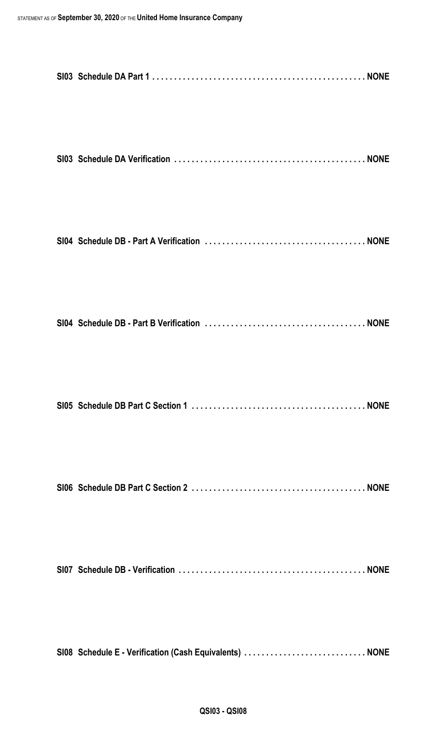**SI03 Schedule DA Part 1 . . . . . . . . . . . . . . . . . . . . . . . . . . . . . . . . . . . . . . . . . . . . . . . . NONE**

**SI03 Schedule DA Verification . . . . . . . . . . . . . . . . . . . . . . . . . . . . . . . . . . . . . . . . . . . NONE**

**SI04 Schedule DB - Part A Verification . . . . . . . . . . . . . . . . . . . . . . . . . . . . . . . . . . . . NONE**

**SI04 Schedule DB - Part B Verification . . . . . . . . . . . . . . . . . . . . . . . . . . . . . . . . . . . . NONE**

**SI05 Schedule DB Part C Section 1 . . . . . . . . . . . . . . . . . . . . . . . . . . . . . . . . . . . . . . . NONE**

**SI06 Schedule DB Part C Section 2 . . . . . . . . . . . . . . . . . . . . . . . . . . . . . . . . . . . . . . . NONE**

**SI07 Schedule DB - Verification . . . . . . . . . . . . . . . . . . . . . . . . . . . . . . . . . . . . . . . . . . NONE**

**SI08 Schedule E - Verification (Cash Equivalents) . . . . . . . . . . . . . . . . . . . . . . . . . . . NONE**

**QSI03 - QSI08**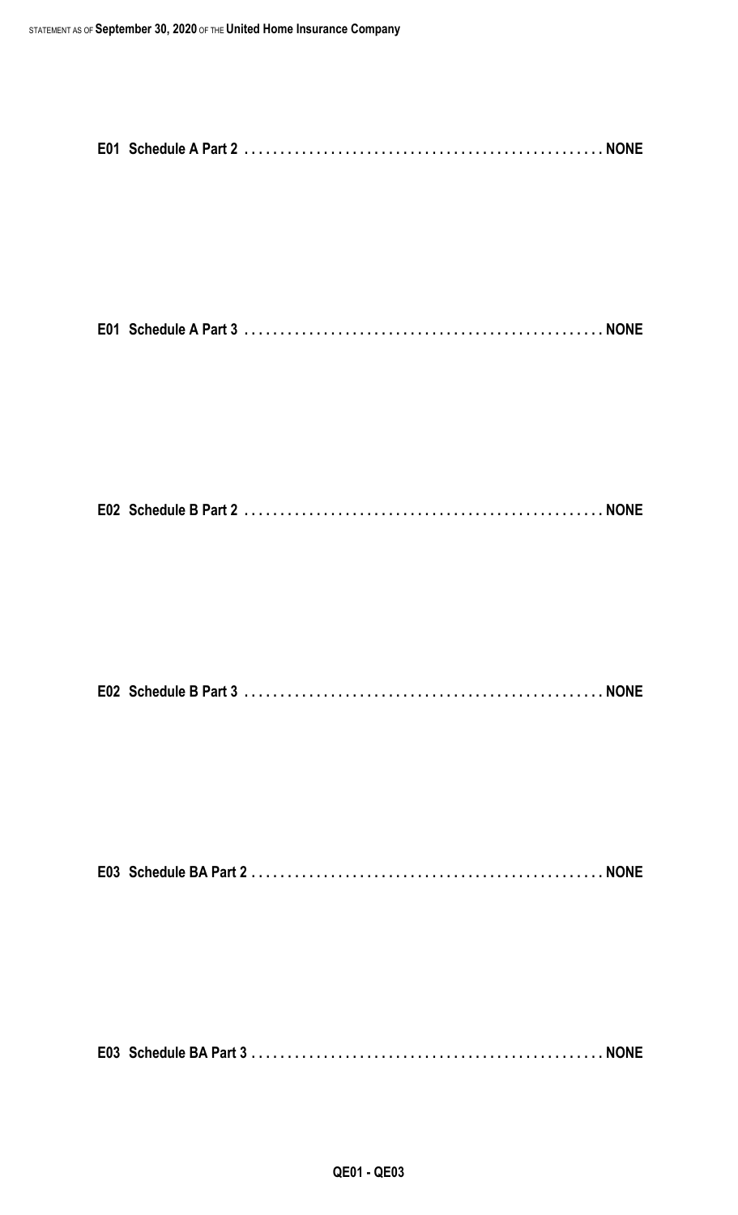**E01 Schedule A Part 2 . . . . . . . . . . . . . . . . . . . . . . . . . . . . . . . . . . . . . . . . . . . . . . . . . NONE**

**E01 Schedule A Part 3 . . . . . . . . . . . . . . . . . . . . . . . . . . . . . . . . . . . . . . . . . . . . . . . . . NONE**

**E02 Schedule B Part 2 . . . . . . . . . . . . . . . . . . . . . . . . . . . . . . . . . . . . . . . . . . . . . . . . . NONE**

**E02 Schedule B Part 3 . . . . . . . . . . . . . . . . . . . . . . . . . . . . . . . . . . . . . . . . . . . . . . . . . NONE**

**E03 Schedule BA Part 2 . . . . . . . . . . . . . . . . . . . . . . . . . . . . . . . . . . . . . . . . . . . . . . . . NONE**

**E03 Schedule BA Part 3 . . . . . . . . . . . . . . . . . . . . . . . . . . . . . . . . . . . . . . . . . . . . . . . . NONE**

**QE01 - QE03**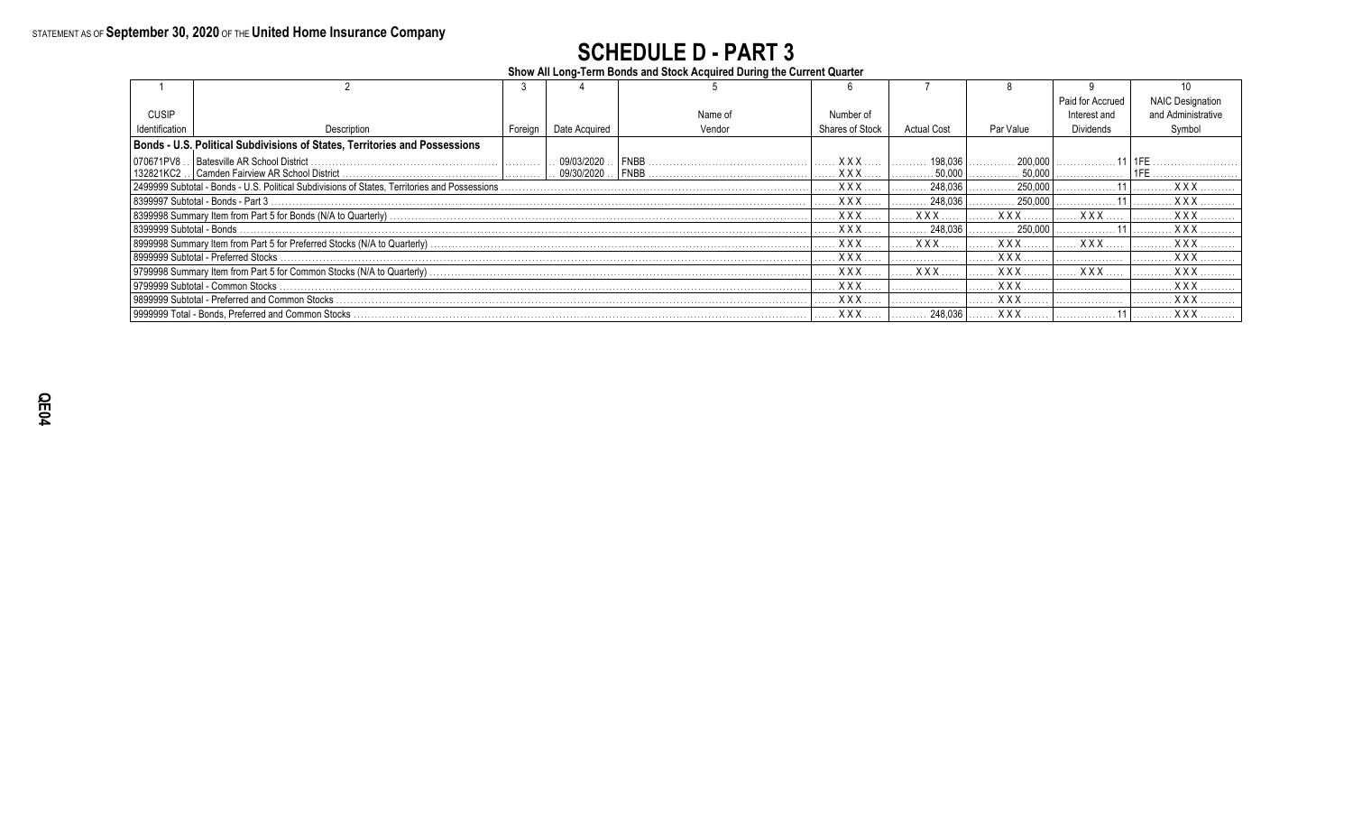STATEMENT AS OF **September 30, 2020** OF THE **United Home Insurance Company**

# SCHEDULE D - PART 3

**Show All Long-Term Bonds and Stock Acquired During the Current Quarter**

| 1 | 2 | 3 | 4 | 5 | 6 | 7 | 8 | 9 | 10 |
|---|---|---|---|---|---|---|---|---|---|
| CUSIP Identification | Description | Foreign | Date Acquired | Name of Vendor | Number of Shares of Stock | Actual Cost | Par Value | Paid for Accrued Interest and Dividends | NAIC Designation and Administrative Symbol |
| **Bonds - U.S. Political Subdivisions of States, Territories and Possessions** | | | | | | | | | |
| 070671PV8 | Batesville AR School District | | 09/03/2020 | FNBB | XXX | 198,036 | 200,000 | 11 | 1FE |
| 132821KC2 | Camden Fairview AR School District | | 09/30/2020 | FNBB | XXX | 50,000 | 50,000 | | 1FE |
| 2499999 Subtotal - Bonds - U.S. Political Subdivisions of States, Territories and Possessions | | | | | XXX | 248,036 | 250,000 | 11 | XXX |
| 8399997 Subtotal - Bonds - Part 3 | | | | | XXX | 248,036 | 250,000 | 11 | XXX |
| 8399998 Summary Item from Part 5 for Bonds (N/A to Quarterly) | | | | | XXX | XXX | XXX | XXX | XXX |
| 8399999 Subtotal - Bonds | | | | | XXX | 248,036 | 250,000 | 11 | XXX |
| 8999998 Summary Item from Part 5 for Preferred Stocks (N/A to Quarterly) | | | | | XXX | XXX | XXX | XXX | XXX |
| 8999999 Subtotal - Preferred Stocks | | | | | XXX | | XXX | | XXX |
| 9799998 Summary Item from Part 5 for Common Stocks (N/A to Quarterly) | | | | | XXX | XXX | XXX | XXX | XXX |
| 9799999 Subtotal - Common Stocks | | | | | XXX | | XXX | | XXX |
| 9899999 Subtotal - Preferred and Common Stocks | | | | | XXX | | XXX | | XXX |
| 9999999 Total - Bonds, Preferred and Common Stocks | | | | | XXX | 248,036 | XXX | 11 | XXX |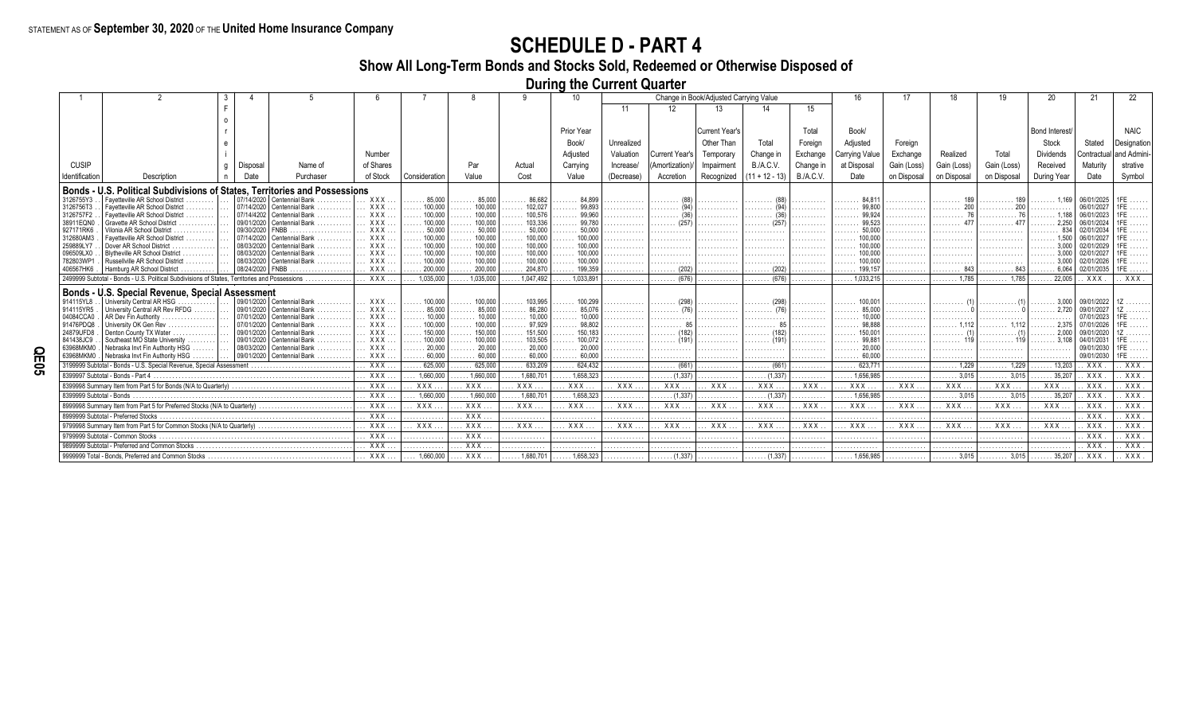STATEMENT AS OF **September 30, 2020** OF THE **United Home Insurance Company**

# SCHEDULE D - PART 4

## Show All Long-Term Bonds and Stocks Sold, Redeemed or Otherwise Disposed of

## During the Current Quarter

| 1 | 2 | 3 | 4 | 5 | 6 | 7 | 8 | 9 | 10 | 11 | 12 | 13 | 14 | 15 | 16 | 17 | 18 | 19 | 20 | 21 | 22 |
|---|---|---|---|---|---|---|---|---|---|---|---|---|---|---|---|---|---|---|---|---|---|
| | | | | | | | | | | Change in Book/Adjusted Carrying Value | | | | | | | | | | | |
| CUSIP Identification | Description | Foreign | Disposal Date | Name of Purchaser | Number of Shares of Stock | Consideration | Par Value | Actual Cost | Prior Year Book/ Adjusted Carrying Value | Unrealized Valuation Increase/ (Decrease) | Current Year's (Amortization)/ Accretion | Current Year's Other Than Temporary Impairment Recognized | Total Change in B./A.C.V. (11 + 12 - 13) | Total Foreign Exchange Change in B./A.C.V. | Book/ Adjusted Carrying Value at Disposal Date | Foreign Exchange Gain (Loss) on Disposal | Realized Gain (Loss) on Disposal | Total Gain (Loss) on Disposal | Bond Interest/ Stock Dividends Received During Year | Stated Contractual Maturity Date | NAIC Designation and Administrative Symbol |
| **Bonds - U.S. Political Subdivisions of States, Territories and Possessions** | | | | | | | | | | | | | | | | | | | | | |
| 3126755Y3 | Fayetteville AR School District | | 07/14/2020 | Centennial Bank | XXX | 85,000 | 85,000 | 86,682 | 84,899 | | (88) | | (88) | | 84,811 | | 189 | 189 | 1,169 | 06/01/2025 | 1FE |
| 3126756T3 | Fayetteville AR School District | | 07/14/2020 | Centennial Bank | XXX | 100,000 | 100,000 | 102,027 | 99,893 | | (94) | | (94) | | 99,800 | | 200 | 200 | | 06/01/2027 | 1FE |
| 3126757F2 | Fayetteville AR School District | | 07/14/4202 | Centennial Bank | XXX | 100,000 | 100,000 | 100,576 | 99,960 | | (36) | | (36) | | 99,924 | | 76 | 76 | 1,188 | 06/01/2023 | 1FE |
| 38911EQN0 | Gravette AR School District | | 09/01/2020 | Centennial Bank | XXX | 100,000 | 100,000 | 103,336 | 99,780 | | (257) | | (257) | | 99,523 | | 477 | 477 | 2,250 | 06/01/2024 | 1FE |
| 927171RK6 | Vilonia AR School District | | 09/30/2020 | FNBB | XXX | 50,000 | 50,000 | 50,000 | 50,000 | | | | | | 50,000 | | | | 834 | 02/01/2034 | 1FE |
| 312680AM3 | Fayetteville AR School District | | 07/14/2020 | Centennial Bank | XXX | 100,000 | 100,000 | 100,000 | 100,000 | | | | | | 100,000 | | | | 1,500 | 06/01/2027 | 1FE |
| 259889LY7 | Dover AR School District | | 08/03/2020 | Centennial Bank | XXX | 100,000 | 100,000 | 100,000 | 100,000 | | | | | | 100,000 | | | | 3,000 | 02/01/2029 | 1FE |
| 096509LX0 | Blytheville AR School District | | 08/03/2020 | Centennial Bank | XXX | 100,000 | 100,000 | 100,000 | 100,000 | | | | | | 100,000 | | | | 3,000 | 02/01/2027 | 1FE |
| 782803WP1 | Russellville AR School District | | 08/03/2020 | Centennial Bank | XXX | 100,000 | 100,000 | 100,000 | 100,000 | | | | | | 100,000 | | | | 3,000 | 02/01/2026 | 1FE |
| 406567HK6 | Hamburg AR School District | | 08/24/2020 | FNBB | XXX | 200,000 | 200,000 | 204,870 | 199,359 | | (202) | | (202) | | 199,157 | | 843 | 843 | 6,064 | 02/01/2035 | 1FE |
| 2499999 Subtotal - Bonds - U.S. Political Subdivisions of States, Territories and Possessions | | | | | XXX | 1,035,000 | 1,035,000 | 1,047,492 | 1,033,891 | | (676) | | (676) | | 1,033,215 | | 1,785 | 1,785 | 22,005 | XXX | XXX |
| **Bonds - U.S. Special Revenue, Special Assessment** | | | | | | | | | | | | | | | | | | | | | |
| 914115YL8 | University Central AR HSG | | 09/01/2020 | Centennial Bank | XXX | 100,000 | 100,000 | 103,995 | 100,299 | | (298) | | (298) | | 100,001 | | (1) | (1) | 3,000 | 09/01/2022 | 1Z |
| 914115YR5 | University Central AR Rev RFDG | | 09/01/2020 | Centennial Bank | XXX | 85,000 | 85,000 | 86,280 | 85,076 | | (76) | | (76) | | 85,000 | | 0 | 0 | 2,720 | 09/01/2027 | 1Z |
| 04084CCA0 | AR Dev Fin Authority | | 07/01/2020 | Centennial Bank | XXX | 10,000 | 10,000 | 10,000 | 10,000 | | | | | | 10,000 | | | | | 07/01/2023 | 1FE |
| 91476PDQ8 | University OK Gen Rev | | 07/01/2020 | Centennial Bank | XXX | 100,000 | 100,000 | 97,929 | 98,802 | | 85 | | 85 | | 98,888 | | 1,112 | 1,112 | 2,375 | 07/01/2026 | 1FE |
| 24879UFD8 | Denton County TX Water | | 09/01/2020 | Centennial Bank | XXX | 150,000 | 150,000 | 151,500 | 150,183 | | (182) | | (182) | | 150,001 | | (1) | (1) | 2,000 | 09/01/2020 | 1Z |
| 841438JC9 | Southeast MO State University | | 09/01/2020 | Centennial Bank | XXX | 100,000 | 100,000 | 103,505 | 100,072 | | (191) | | (191) | | 99,881 | | 119 | 119 | 3,108 | 04/01/2031 | 1FE |
| 63968MKM0 | Nebraska Invt Fin Authority HSG | | 08/03/2020 | Centennial Bank | XXX | 20,000 | 20,000 | 20,000 | 20,000 | | | | | | 20,000 | | | | | 09/01/2030 | 1FE |
| 63968MKM0 | Nebraska Invt Fin Authority HSG | | 09/01/2020 | Centennial Bank | XXX | 60,000 | 60,000 | 60,000 | 60,000 | | | | | | 60,000 | | | | | 09/01/2030 | 1FE |
| 3199999 Subtotal - Bonds - U.S. Special Revenue, Special Assessment | | | | | XXX | 625,000 | 625,000 | 633,209 | 624,432 | | (661) | | (661) | | 623,771 | | 1,229 | 1,229 | 13,203 | XXX | XXX |
| 8399997 Subtotal - Bonds - Part 4 | | | | | XXX | 1,660,000 | 1,660,000 | 1,680,701 | 1,658,323 | | (1,337) | | (1,337) | | 1,656,985 | | 3,015 | 3,015 | 35,207 | XXX | XXX |
| 8399998 Summary Item from Part 5 for Bonds (N/A to Quarterly) | | | | | XXX | XXX | XXX | XXX | XXX | XXX | XXX | XXX | XXX | XXX | XXX | XXX | XXX | XXX | XXX | XXX | XXX |
| 8399999 Subtotal - Bonds | | | | | XXX | 1,660,000 | 1,660,000 | 1,680,701 | 1,658,323 | | (1,337) | | (1,337) | | 1,656,985 | | 3,015 | 3,015 | 35,207 | XXX | XXX |
| 8999998 Summary Item from Part 5 for Preferred Stocks (N/A to Quarterly) | | | | | XXX | XXX | XXX | XXX | XXX | XXX | XXX | XXX | XXX | XXX | XXX | XXX | XXX | XXX | XXX | XXX | XXX |
| 8999999 Subtotal - Preferred Stocks | | | | | XXX | | XXX | | | | | | | | | | | | | XXX | XXX |
| 9799998 Summary Item from Part 5 for Common Stocks (N/A to Quarterly) | | | | | XXX | XXX | XXX | XXX | XXX | XXX | XXX | XXX | XXX | XXX | XXX | XXX | XXX | XXX | XXX | XXX | XXX |
| 9799999 Subtotal - Common Stocks | | | | | XXX | | XXX | | | | | | | | | | | | | XXX | XXX |
| 9899999 Subtotal - Preferred and Common Stocks | | | | | XXX | | XXX | | | | | | | | | | | | | XXX | XXX |
| 9999999 Total - Bonds, Preferred and Common Stocks | | | | | XXX | 1,660,000 | XXX | 1,680,701 | 1,658,323 | | (1,337) | | (1,337) | | 1,656,985 | | 3,015 | 3,015 | 35,207 | XXX | XXX |

QE05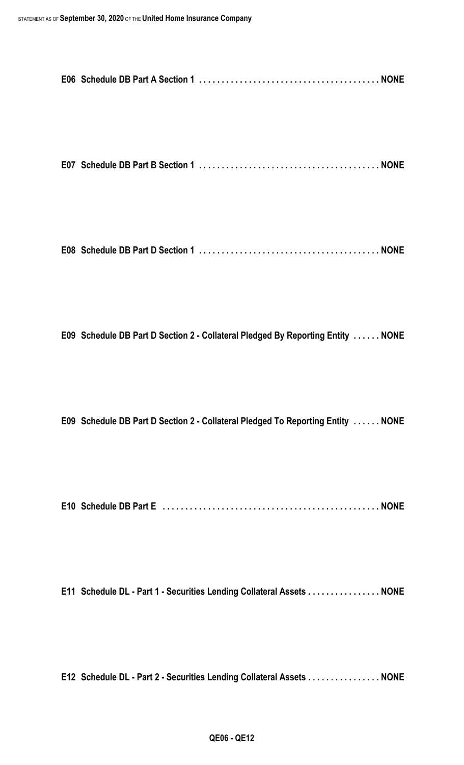**E06 Schedule DB Part A Section 1 . . . . . . . . . . . . . . . . . . . . . . . . . . . . . . . . . . . . . . . NONE**

**E07 Schedule DB Part B Section 1 . . . . . . . . . . . . . . . . . . . . . . . . . . . . . . . . . . . . . . . NONE**

**E08 Schedule DB Part D Section 1 . . . . . . . . . . . . . . . . . . . . . . . . . . . . . . . . . . . . . . . NONE**

**E09 Schedule DB Part D Section 2 - Collateral Pledged By Reporting Entity . . . . . . NONE**

**E09 Schedule DB Part D Section 2 - Collateral Pledged To Reporting Entity . . . . . . NONE**

**E10 Schedule DB Part E . . . . . . . . . . . . . . . . . . . . . . . . . . . . . . . . . . . . . . . . . . . . . . . NONE**

**E11 Schedule DL - Part 1 - Securities Lending Collateral Assets . . . . . . . . . . . . . . . . NONE**

**E12 Schedule DL - Part 2 - Securities Lending Collateral Assets . . . . . . . . . . . . . . . . NONE**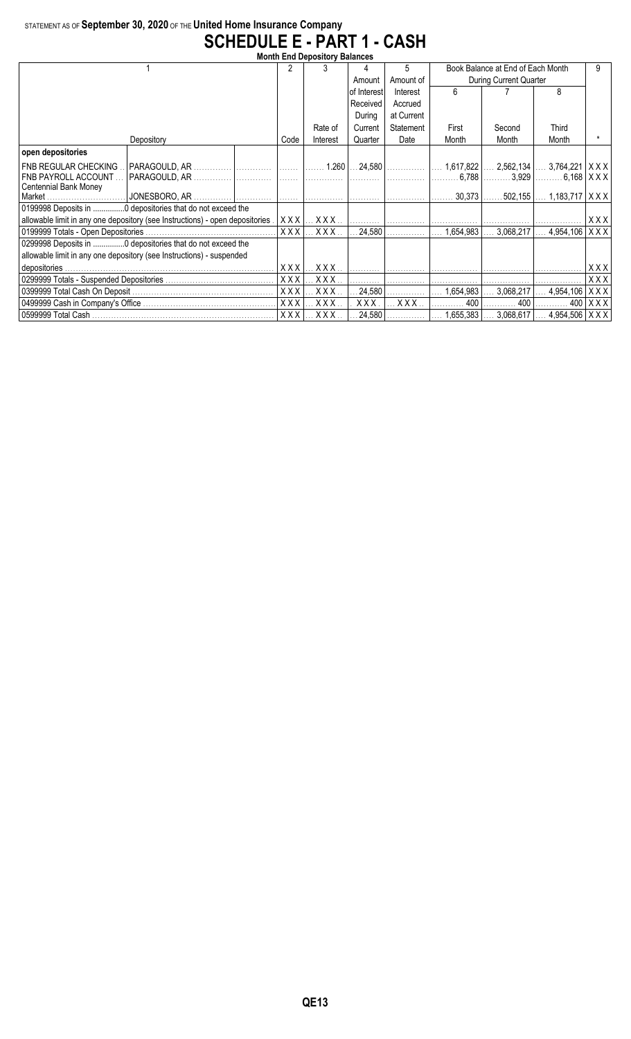STATEMENT AS OF **September 30, 2020** OF THE **United Home Insurance Company**

# SCHEDULE E - PART 1 - CASH

**Month End Depository Balances**

| 1 | | | 2 | 3 | 4 | 5 | Book Balance at End of Each Month During Current Quarter | | | 9 |
|---|---|---|---|---|---|---|---|---|---|---|
| | | | | | Amount of Interest Received During Current Quarter | Amount of Interest Accrued at Current Statement Date | 6 | 7 | 8 | |
| Depository | | | Code | Rate of Interest | | | First Month | Second Month | Third Month | * |
| **open depositories** | | | | | | | | | | |
| FNB REGULAR CHECKING | PARAGOULD, AR | | | 1.260 | 24,580 | | 1,617,822 | 2,562,134 | 3,764,221 | XXX |
| FNB PAYROLL ACCOUNT | PARAGOULD, AR | | | | | | 6,788 | 3,929 | 6,168 | XXX |
| Centennial Bank Money Market | JONESBORO, AR | | | | | | 30,373 | 502,155 | 1,183,717 | XXX |
| 0199998 Deposits in ..............0 depositories that do not exceed the allowable limit in any one depository (see Instructions) - open depositories | | | XXX | XXX | | | | | | XXX |
| 0199999 Totals - Open Depositories | | | XXX | XXX | 24,580 | | 1,654,983 | 3,068,217 | 4,954,106 | XXX |
| 0299998 Deposits in ..............0 depositories that do not exceed the allowable limit in any one depository (see Instructions) - suspended depositories | | | XXX | XXX | | | | | | XXX |
| 0299999 Totals - Suspended Depositories | | | XXX | XXX | | | | | | XXX |
| 0399999 Total Cash On Deposit | | | XXX | XXX | 24,580 | | 1,654,983 | 3,068,217 | 4,954,106 | XXX |
| 0499999 Cash in Company's Office | | | XXX | XXX | XXX | XXX | 400 | 400 | 400 | XXX |
| 0599999 Total Cash | | | XXX | XXX | 24,580 | | 1,655,383 | 3,068,617 | 4,954,506 | XXX |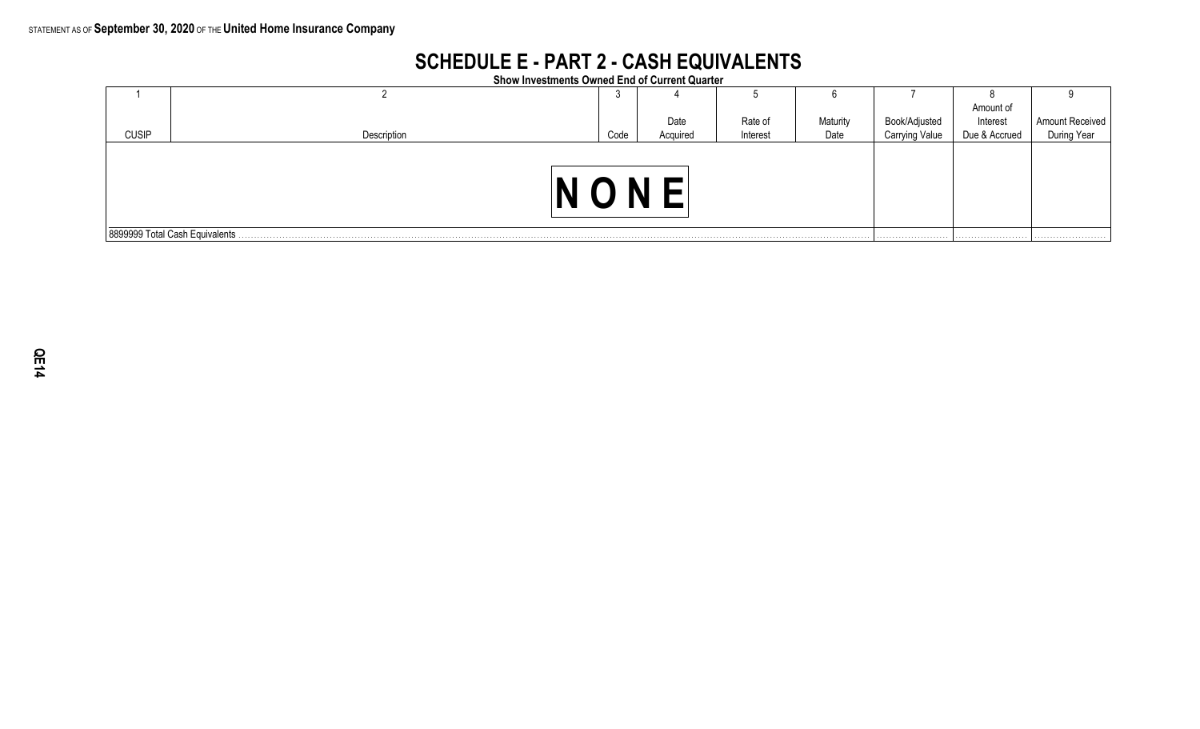STATEMENT AS OF **September 30, 2020** OF THE **United Home Insurance Company**

# SCHEDULE E - PART 2 - CASH EQUIVALENTS

**Show Investments Owned End of Current Quarter**

| 1 | 2 | 3 | 4 | 5 | 6 | 7 | 8 | 9 |
|---|---|---|---|---|---|---|---|---|
| CUSIP | Description | Code | Date Acquired | Rate of Interest | Maturity Date | Book/Adjusted Carrying Value | Amount of Interest Due & Accrued | Amount Received During Year |
| | NONE | | | | | | | |
| 8899999 Total Cash Equivalents | | | | | | | | |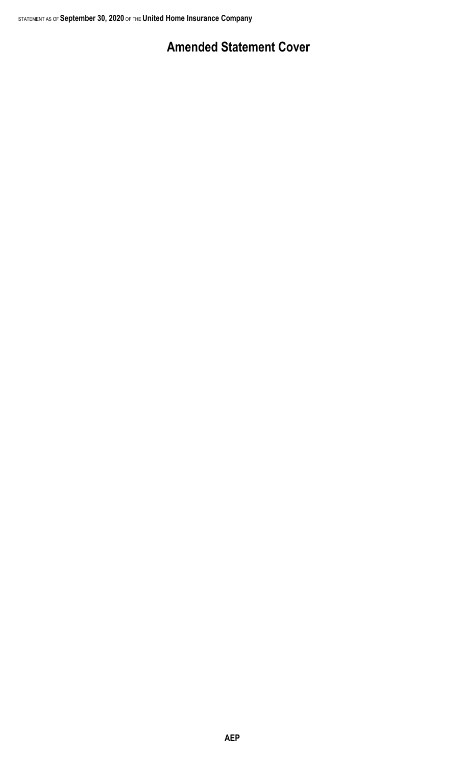# Amended Statement Cover

AEP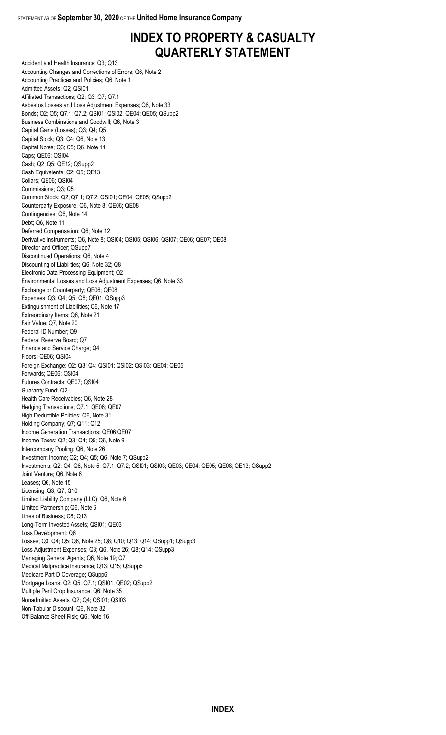# INDEX TO PROPERTY & CASUALTY QUARTERLY STATEMENT

Accident and Health Insurance; Q3; Q13
Accounting Changes and Corrections of Errors; Q6, Note 2
Accounting Practices and Policies; Q6, Note 1
Admitted Assets; Q2; QSI01
Affiliated Transactions; Q2; Q3; Q7; Q7.1
Asbestos Losses and Loss Adjustment Expenses; Q6, Note 33
Bonds; Q2; Q5; Q7.1; Q7.2; QSI01; QSI02; QE04; QE05; QSupp2
Business Combinations and Goodwill; Q6, Note 3
Capital Gains (Losses); Q3; Q4; Q5
Capital Notes; Q3; Q5; Q6, Note 11
Capital Stock; Q3; Q4; Q6, Note 13
Caps; QE06; QSI04
Cash; Q2; Q5; QE12; QSupp2
Cash Equivalents; Q2; Q5; QE13
Collars; QE06; QSI04
Commissions; Q3; Q5
Common Stock; Q2; Q7.1; Q7.2; QSI01; QE04; QE05; QSupp2
Counterparty Exposure; Q6, Note 8; QE06; QE08
Contingencies; Q6, Note 14
Debt; Q6, Note 11
Deferred Compensation; Q6, Note 12
Derivative Instruments; Q6, Note 8; QSI04; QSI05; QSI06; QSI07; QE06; QE07; QE08
Director and Officer; QSupp7
Discontinued Operations; Q6, Note 4
Discounting of Liabilities; Q6, Note 32; Q8
Electronic Data Processing Equipment; Q2
Environmental Losses and Loss Adjustment Expenses; Q6, Note 33
Exchange or Counterparty; QE06; QE08
Expenses; Q3; Q4; Q5; Q8; QE01; QSupp3
Extinguishment of Liabilities; Q6, Note 17
Extraordinary Items; Q6, Note 21
Fair Value; Q7, Note 20
Federal ID Number; Q9
Federal Reserve Board; Q7
Finance and Service Charge; Q4
Floors; QE06; QSI04
Foreign Exchange; Q2; Q3; Q4; QSI01; QSI02; QSI03; QE04; QE05
Forwards; QE06; QSI04
Futures Contracts; QE07; QSI04
Guaranty Fund; Q2
Health Care Receivables; Q6, Note 28
Hedging Transactions; Q7.1; QE06; QE07
High Deductible Policies; Q6, Note 31
Holding Company; Q7; Q11; Q12
Income Generation Transactions; QE06;QE07
Income Taxes; Q2; Q3; Q4; Q5; Q6, Note 9
Intercompany Pooling; Q6, Note 26
Investment Income; Q2; Q4; Q5; Q6, Note 7; QSupp2
Investments; Q2; Q4; Q6, Note 5; Q7.1; Q7.2; QSI01; QSI03; QE03; QE04; QE05; QE08; QE13; QSupp2
Joint Venture; Q6, Note 6
Leases; Q6, Note 15
Licensing; Q3; Q7; Q10
Limited Liability Company (LLC); Q6, Note 6
Limited Partnership; Q6, Note 6
Lines of Business; Q8; Q13
Long-Term Invested Assets; QSI01; QE03
Loss Development; Q6
Losses; Q3; Q4; Q5; Q6, Note 25; Q8; Q10; Q13; Q14; QSupp1; QSupp3
Loss Adjustment Expenses; Q3; Q6, Note 26; Q8; Q14; QSupp3
Managing General Agents; Q6, Note 19; Q7
Medical Malpractice Insurance; Q13; Q15; QSupp5
Medicare Part D Coverage; QSupp6
Mortgage Loans; Q2; Q5; Q7.1; QSI01; QE02; QSupp2
Multiple Peril Crop Insurance; Q6, Note 35
Nonadmitted Assets; Q2; Q4; QSI01; QSI03
Non-Tabular Discount; Q6, Note 32
Off-Balance Sheet Risk; Q6, Note 16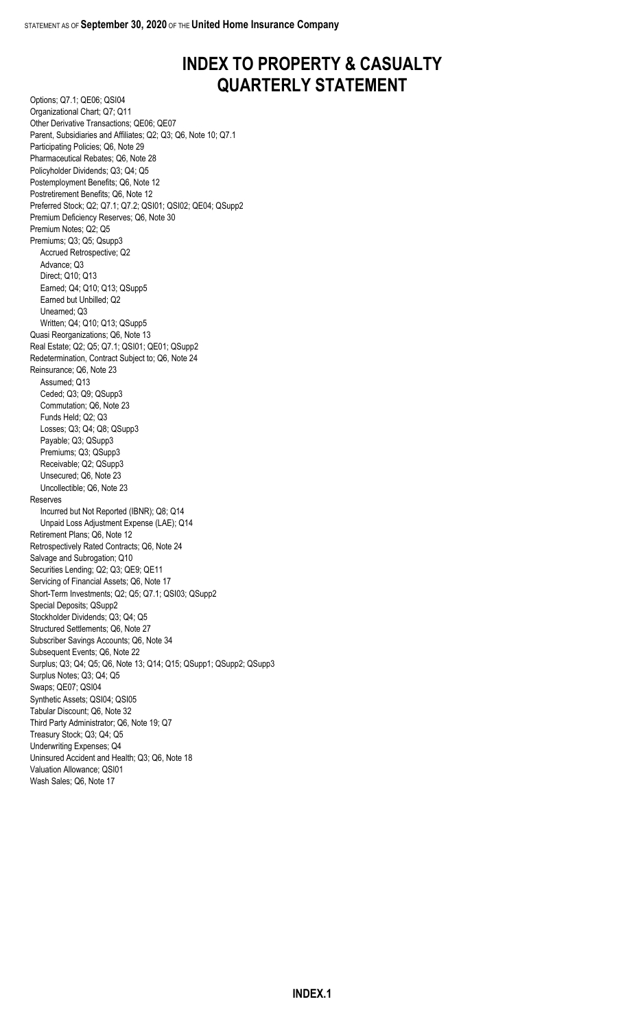# INDEX TO PROPERTY & CASUALTY QUARTERLY STATEMENT

Options; Q7.1; QE06; QSI04
Organizational Chart; Q7; Q11
Other Derivative Transactions; QE06; QE07
Parent, Subsidiaries and Affiliates; Q2; Q3; Q6, Note 10; Q7.1
Participating Policies; Q6, Note 29
Pharmaceutical Rebates; Q6, Note 28
Policyholder Dividends; Q3; Q4; Q5
Postemployment Benefits; Q6, Note 12
Postretirement Benefits; Q6, Note 12
Preferred Stock; Q2; Q7.1; Q7.2; QSI01; QSI02; QE04; QSupp2
Premium Deficiency Reserves; Q6, Note 30
Premium Notes; Q2; Q5
Premiums; Q3; Q5; Qsupp3
- Accrued Retrospective; Q2
- Advance; Q3
- Direct; Q10; Q13
- Earned; Q4; Q10; Q13; QSupp5
- Earned but Unbilled; Q2
- Unearned; Q3
- Written; Q4; Q10; Q13; QSupp5

Quasi Reorganizations; Q6, Note 13
Real Estate; Q2; Q5; Q7.1; QSI01; QE01; QSupp2
Redetermination, Contract Subject to; Q6, Note 24
Reinsurance; Q6, Note 23
- Assumed; Q13
- Ceded; Q3; Q9; QSupp3
- Commutation; Q6, Note 23
- Funds Held; Q2; Q3
- Losses; Q3; Q4; Q8; QSupp3
- Payable; Q3; QSupp3
- Premiums; Q3; QSupp3
- Receivable; Q2; QSupp3
- Unsecured; Q6, Note 23
- Uncollectible; Q6, Note 23

Reserves
- Incurred but Not Reported (IBNR); Q8; Q14
- Unpaid Loss Adjustment Expense (LAE); Q14

Retirement Plans; Q6, Note 12
Retrospectively Rated Contracts; Q6, Note 24
Salvage and Subrogation; Q10
Securities Lending; Q2; Q3; QE9; QE11
Servicing of Financial Assets; Q6, Note 17
Short-Term Investments; Q2; Q5; Q7.1; QSI03; QSupp2
Special Deposits; QSupp2
Stockholder Dividends; Q3; Q4; Q5
Structured Settlements; Q6, Note 27
Subscriber Savings Accounts; Q6, Note 34
Subsequent Events; Q6, Note 22
Surplus; Q3; Q4; Q5; Q6, Note 13; Q14; Q15; QSupp1; QSupp2; QSupp3
Surplus Notes; Q3; Q4; Q5
Swaps; QE07; QSI04
Synthetic Assets; QSI04; QSI05
Tabular Discount; Q6, Note 32
Third Party Administrator; Q6, Note 19; Q7
Treasury Stock; Q3; Q4; Q5
Underwriting Expenses; Q4
Uninsured Accident and Health; Q3; Q6, Note 18
Valuation Allowance; QSI01
Wash Sales; Q6, Note 17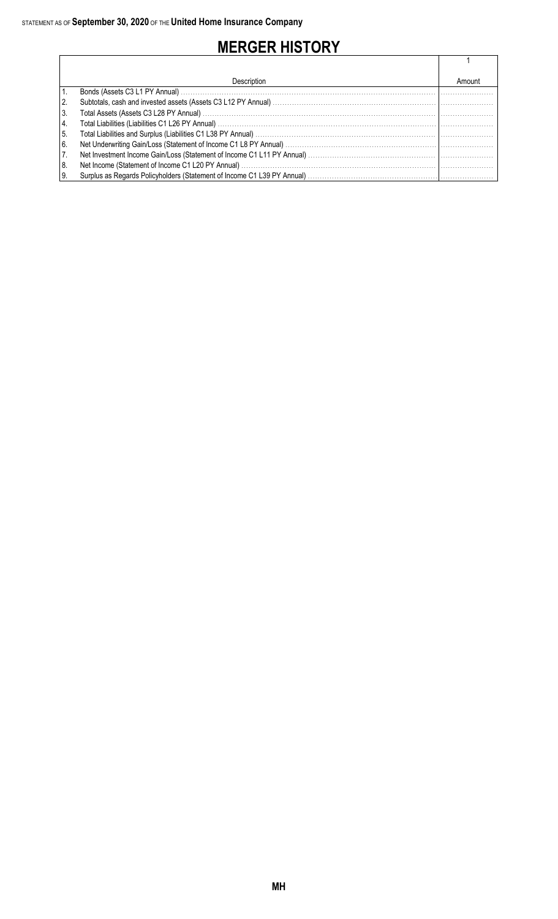# MERGER HISTORY

| | Description | 1 Amount |
|---|---|---|
| 1. | Bonds (Assets C3 L1 PY Annual) | |
| 2. | Subtotals, cash and invested assets (Assets C3 L12 PY Annual) | |
| 3. | Total Assets (Assets C3 L28 PY Annual) | |
| 4. | Total Liabilities (Liabilities C1 L26 PY Annual) | |
| 5. | Total Liabilities and Surplus (Liabilities C1 L38 PY Annual) | |
| 6. | Net Underwriting Gain/Loss (Statement of Income C1 L8 PY Annual) | |
| 7. | Net Investment Income Gain/Loss (Statement of Income C1 L11 PY Annual) | |
| 8. | Net Income (Statement of Income C1 L20 PY Annual) | |
| 9. | Surplus as Regards Policyholders (Statement of Income C1 L39 PY Annual) | |